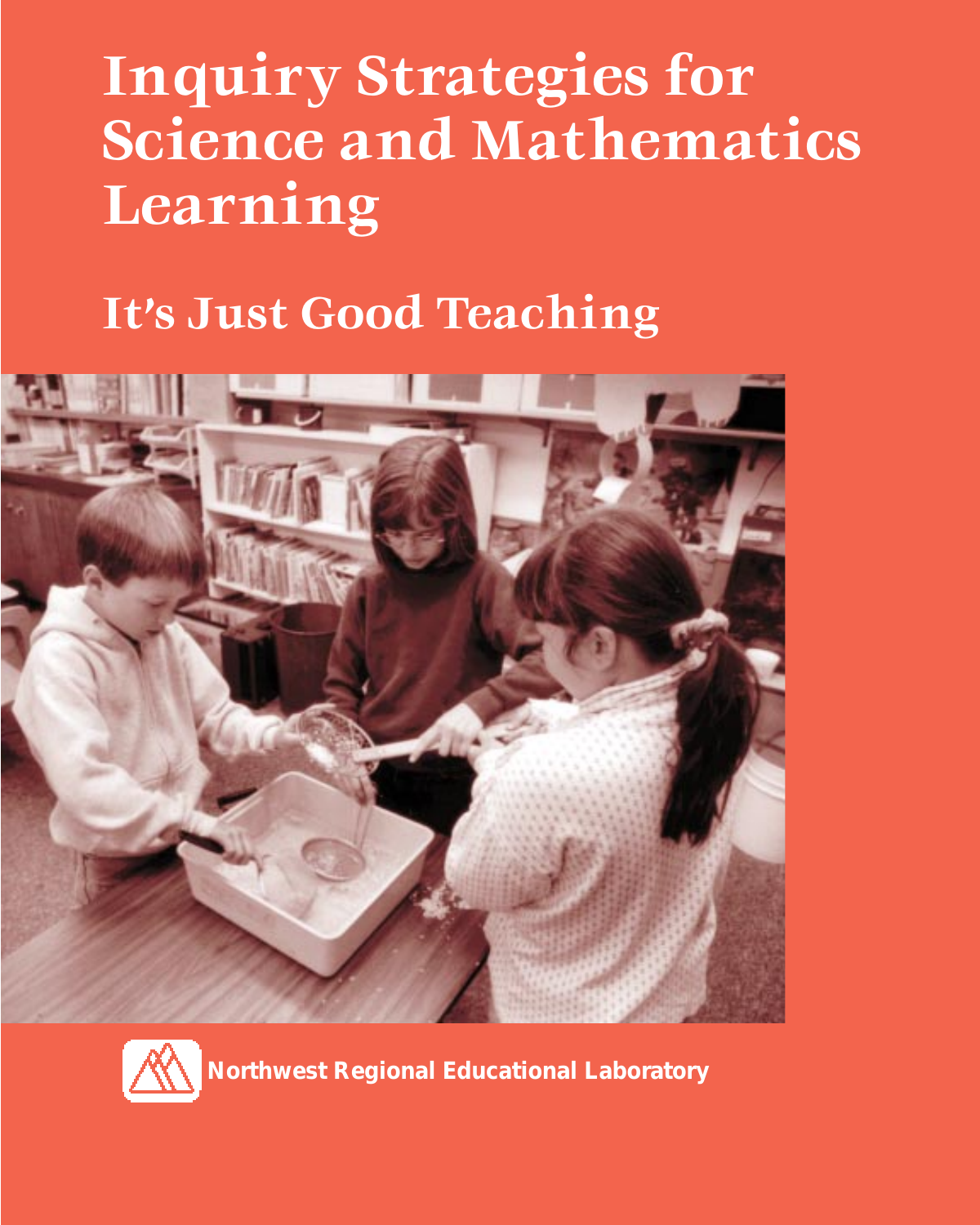# Inquiry Strategies for Science and Mathematics Learning

## It's Just Good Teaching

Northwest Regional Educational Laboratory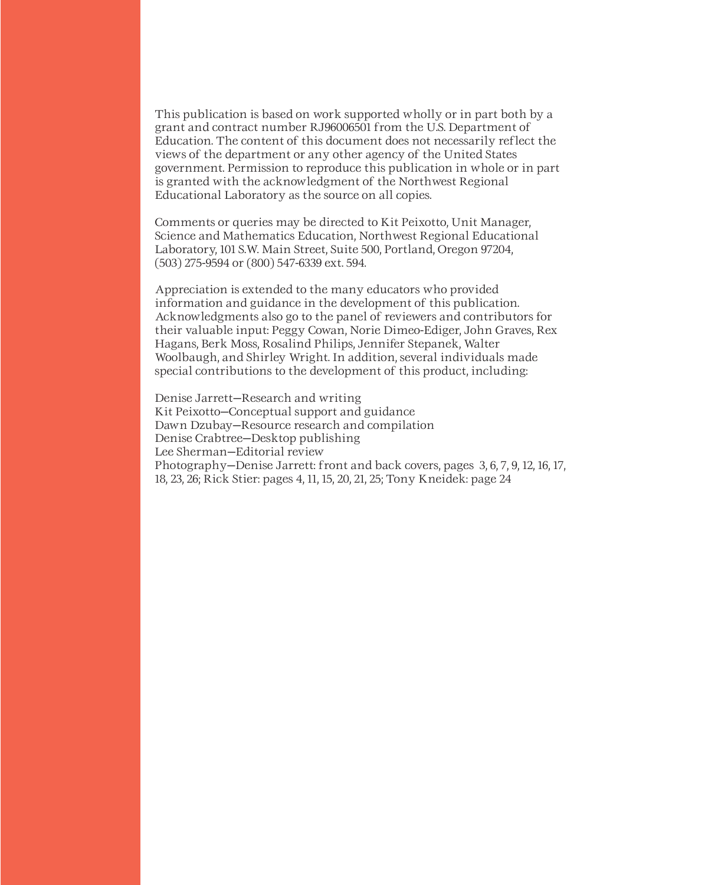This publication is based on work supported wholly or in part both by a grant and contract number RJ96006501 from the U.S. Department of Education. The content of this document does not necessarily reflect the views of the department or any other agency of the United States government. Permission to reproduce this publication in whole or in part is granted with the acknowledgment of the Northwest Regional Educational Laboratory as the source on all copies.

Comments or queries may be directed to Kit Peixotto, Unit Manager, Science and Mathematics Education, Northwest Regional Educational Laboratory, 101 S.W. Main Street, Suite 500, Portland, Oregon 97204, (503) 275-9594 or (800) 547-6339 ext. 594.

Appreciation is extended to the many educators who provided information and guidance in the development of this publication. Acknowledgments also go to the panel of reviewers and contributors for their valuable input: Peggy Cowan, Norie Dimeo-Ediger, John Graves, Rex Hagans, Berk Moss, Rosalind Philips, Jennifer Stepanek, Walter Woolbaugh, and Shirley Wright. In addition, several individuals made special contributions to the development of this product, including:

Denise Jarrett—Research and writing
Kit Peixotto—Conceptual support and guidance
Dawn Dzubay—Resource research and compilation
Denise Crabtree—Desktop publishing
Lee Sherman—Editorial review
Photography—Denise Jarrett: front and back covers, pages 3, 6, 7, 9, 12, 16, 17, 18, 23, 26; Rick Stier: pages 4, 11, 15, 20, 21, 25; Tony Kneidek: page 24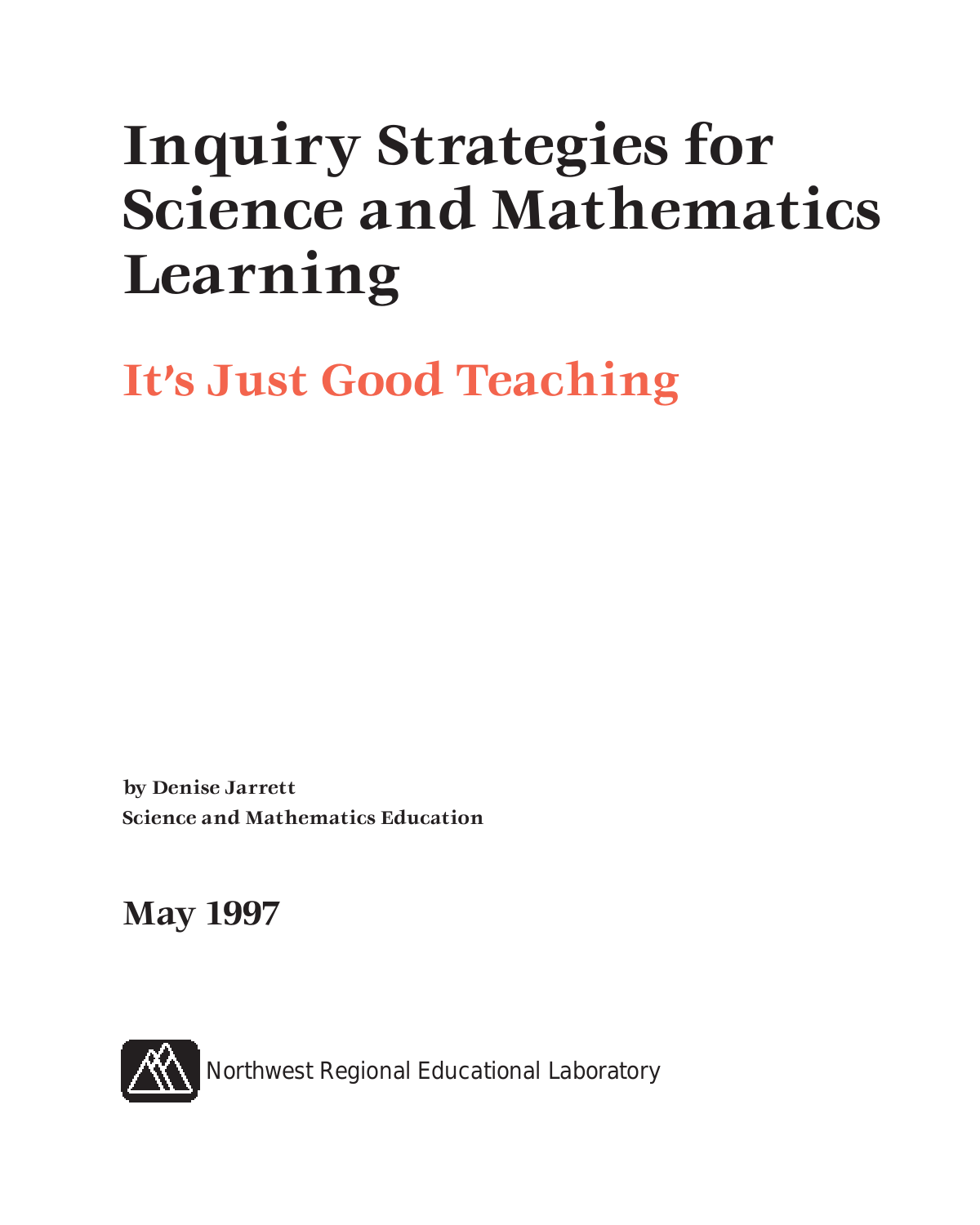# Inquiry Strategies for Science and Mathematics Learning

## It's Just Good Teaching

**by Denise Jarrett**
**Science and Mathematics Education**

**May 1997**

Northwest Regional Educational Laboratory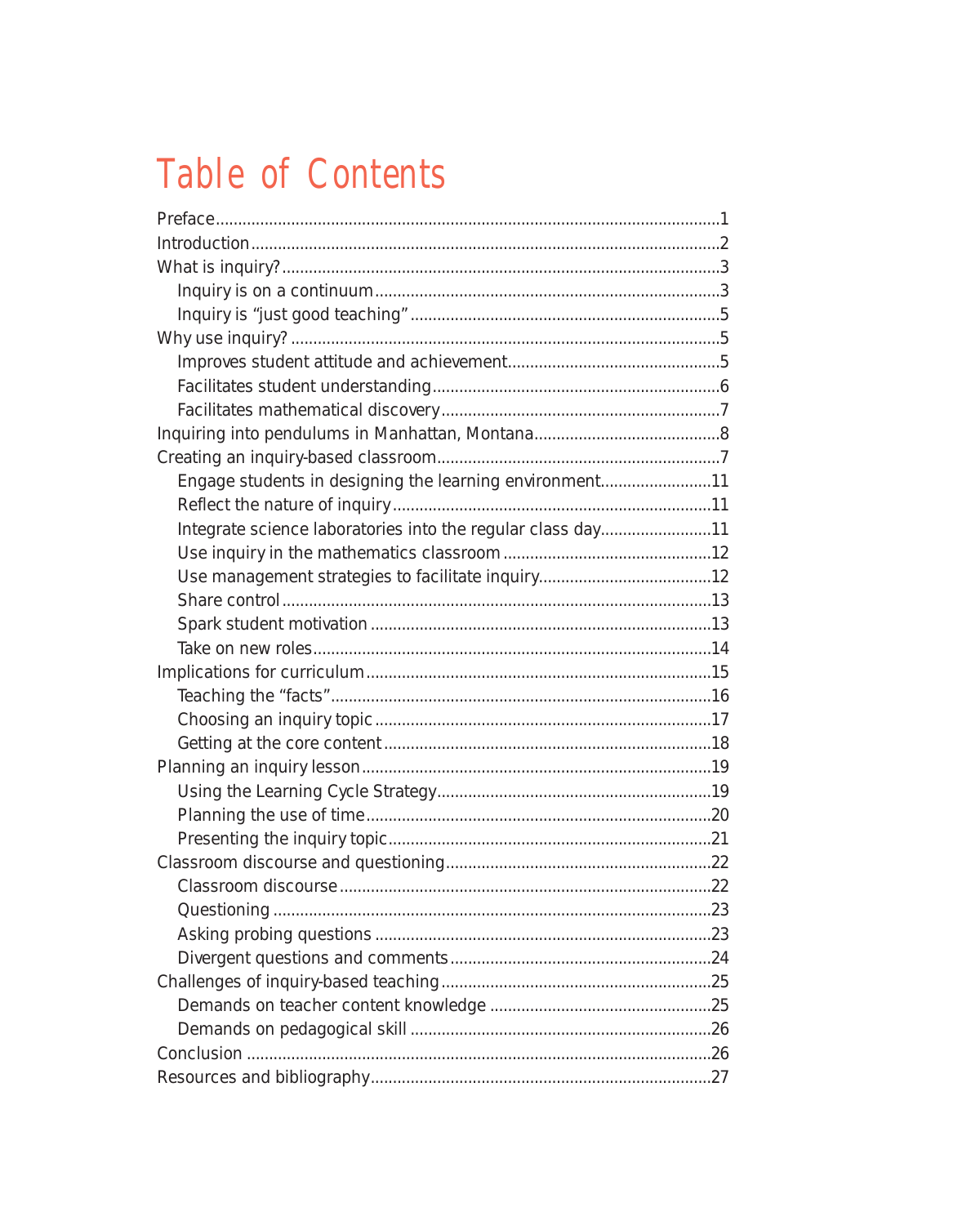# Table of Contents

- Preface....................1
- Introduction....................2
- What is inquiry?....................3
  - Inquiry is on a continuum....................3
  - Inquiry is "just good teaching"....................5
- Why use inquiry?....................5
  - Improves student attitude and achievement....................5
  - Facilitates student understanding....................6
  - Facilitates mathematical discovery....................7
- Inquiring into pendulums in Manhattan, Montana....................8
- Creating an inquiry-based classroom....................7
  - Engage students in designing the learning environment....................11
  - Reflect the nature of inquiry....................11
  - Integrate science laboratories into the regular class day....................11
  - Use inquiry in the mathematics classroom....................12
  - Use management strategies to facilitate inquiry....................12
  - Share control....................13
  - Spark student motivation....................13
  - Take on new roles....................14
- Implications for curriculum....................15
  - Teaching the "facts"....................16
  - Choosing an inquiry topic....................17
  - Getting at the core content....................18
- Planning an inquiry lesson....................19
  - Using the Learning Cycle Strategy....................19
  - Planning the use of time....................20
  - Presenting the inquiry topic....................21
- Classroom discourse and questioning....................22
  - Classroom discourse....................22
  - Questioning....................23
  - Asking probing questions....................23
  - Divergent questions and comments....................24
- Challenges of inquiry-based teaching....................25
  - Demands on teacher content knowledge....................25
  - Demands on pedagogical skill....................26
- Conclusion....................26
- Resources and bibliography....................27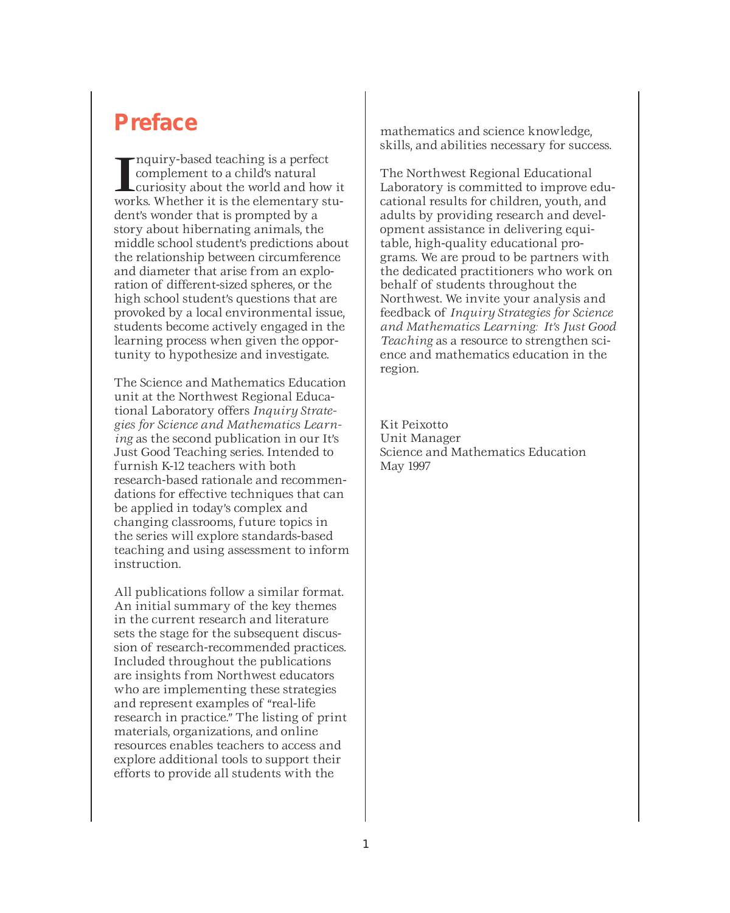# Preface

Inquiry-based teaching is a perfect complement to a child's natural curiosity about the world and how it works. Whether it is the elementary student's wonder that is prompted by a story about hibernating animals, the middle school student's predictions about the relationship between circumference and diameter that arise from an exploration of different-sized spheres, or the high school student's questions that are provoked by a local environmental issue, students become actively engaged in the learning process when given the opportunity to hypothesize and investigate.

The Science and Mathematics Education unit at the Northwest Regional Educational Laboratory offers *Inquiry Strategies for Science and Mathematics Learning* as the second publication in our It's Just Good Teaching series. Intended to furnish K-12 teachers with both research-based rationale and recommendations for effective techniques that can be applied in today's complex and changing classrooms, future topics in the series will explore standards-based teaching and using assessment to inform instruction.

All publications follow a similar format. An initial summary of the key themes in the current research and literature sets the stage for the subsequent discussion of research-recommended practices. Included throughout the publications are insights from Northwest educators who are implementing these strategies and represent examples of "real-life research in practice." The listing of print materials, organizations, and online resources enables teachers to access and explore additional tools to support their efforts to provide all students with the mathematics and science knowledge, skills, and abilities necessary for success.

The Northwest Regional Educational Laboratory is committed to improve educational results for children, youth, and adults by providing research and development assistance in delivering equitable, high-quality educational programs. We are proud to be partners with the dedicated practitioners who work on behalf of students throughout the Northwest. We invite your analysis and feedback of *Inquiry Strategies for Science and Mathematics Learning: It's Just Good Teaching* as a resource to strengthen science and mathematics education in the region.

Kit Peixotto
Unit Manager
Science and Mathematics Education
May 1997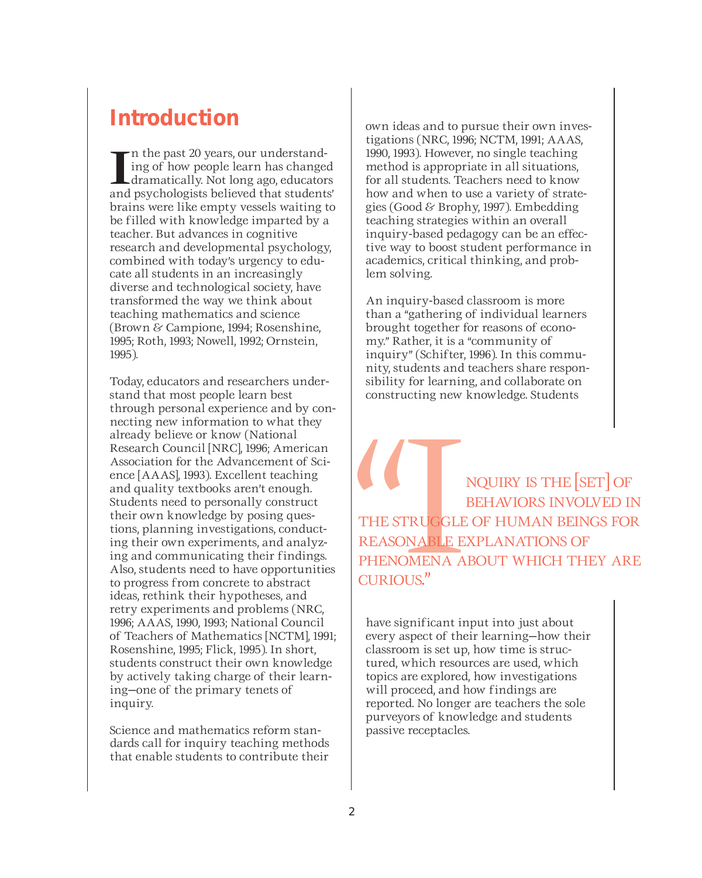## Introduction

In the past 20 years, our understanding of how people learn has changed dramatically. Not long ago, educators and psychologists believed that students' brains were like empty vessels waiting to be filled with knowledge imparted by a teacher. But advances in cognitive research and developmental psychology, combined with today's urgency to educate all students in an increasingly diverse and technological society, have transformed the way we think about teaching mathematics and science (Brown & Campione, 1994; Rosenshine, 1995; Roth, 1993; Nowell, 1992; Ornstein, 1995).

Today, educators and researchers understand that most people learn best through personal experience and by connecting new information to what they already believe or know (National Research Council [NRC], 1996; American Association for the Advancement of Science [AAAS], 1993). Excellent teaching and quality textbooks aren't enough. Students need to personally construct their own knowledge by posing questions, planning investigations, conducting their own experiments, and analyzing and communicating their findings. Also, students need to have opportunities to progress from concrete to abstract ideas, rethink their hypotheses, and retry experiments and problems (NRC, 1996; AAAS, 1990, 1993; National Council of Teachers of Mathematics [NCTM], 1991; Rosenshine, 1995; Flick, 1995). In short, students construct their own knowledge by actively taking charge of their learning—one of the primary tenets of inquiry.

Science and mathematics reform standards call for inquiry teaching methods that enable students to contribute their own ideas and to pursue their own investigations (NRC, 1996; NCTM, 1991; AAAS, 1990, 1993). However, no single teaching method is appropriate in all situations, for all students. Teachers need to know how and when to use a variety of strategies (Good & Brophy, 1997). Embedding teaching strategies within an overall inquiry-based pedagogy can be an effective way to boost student performance in academics, critical thinking, and problem solving.

An inquiry-based classroom is more than a "gathering of individual learners brought together for reasons of economy." Rather, it is a "community of inquiry" (Schifter, 1996). In this community, students and teachers share responsibility for learning, and collaborate on constructing new knowledge. Students have significant input into just about every aspect of their learning—how their classroom is set up, how time is structured, which resources are used, which topics are explored, how investigations will proceed, and how findings are reported. No longer are teachers the sole purveyors of knowledge and students passive receptacles.

> "INQUIRY IS THE [SET] OF BEHAVIORS INVOLVED IN THE STRUGGLE OF HUMAN BEINGS FOR REASONABLE EXPLANATIONS OF PHENOMENA ABOUT WHICH THEY ARE CURIOUS."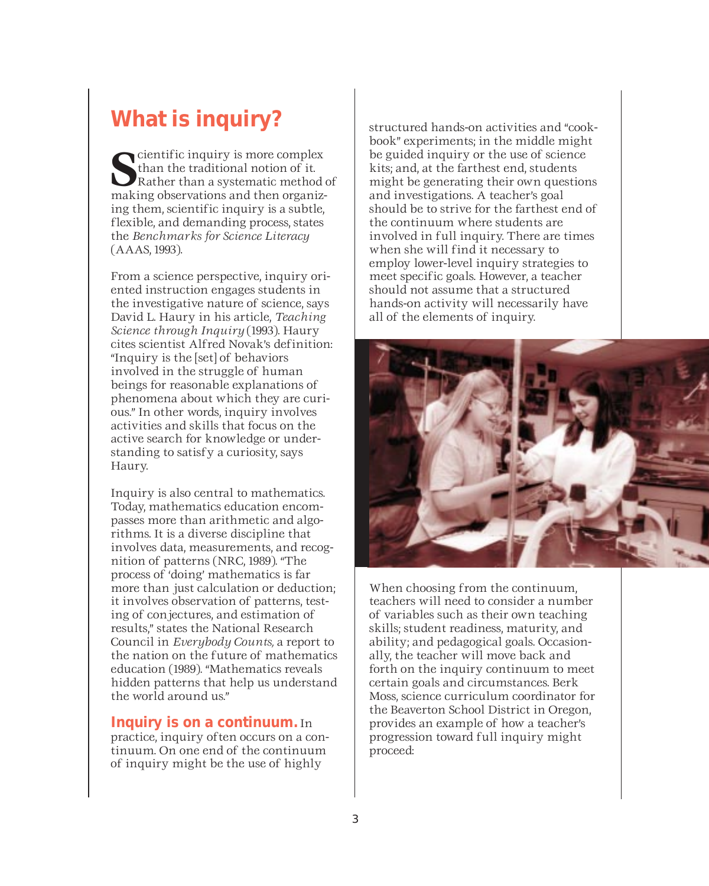# What is inquiry?

Scientific inquiry is more complex than the traditional notion of it. Rather than a systematic method of making observations and then organizing them, scientific inquiry is a subtle, flexible, and demanding process, states the *Benchmarks for Science Literacy* (AAAS, 1993).

From a science perspective, inquiry oriented instruction engages students in the investigative nature of science, says David L. Haury in his article, *Teaching Science through Inquiry* (1993). Haury cites scientist Alfred Novak's definition: "Inquiry is the [set] of behaviors involved in the struggle of human beings for reasonable explanations of phenomena about which they are curious." In other words, inquiry involves activities and skills that focus on the active search for knowledge or understanding to satisfy a curiosity, says Haury.

Inquiry is also central to mathematics. Today, mathematics education encompasses more than arithmetic and algorithms. It is a diverse discipline that involves data, measurements, and recognition of patterns (NRC, 1989). "The process of 'doing' mathematics is far more than just calculation or deduction; it involves observation of patterns, testing of conjectures, and estimation of results," states the National Research Council in *Everybody Counts,* a report to the nation on the future of mathematics education (1989). "Mathematics reveals hidden patterns that help us understand the world around us."

**Inquiry is on a continuum.** In practice, inquiry often occurs on a continuum. On one end of the continuum of inquiry might be the use of highly structured hands-on activities and "cookbook" experiments; in the middle might be guided inquiry or the use of science kits; and, at the farthest end, students might be generating their own questions and investigations. A teacher's goal should be to strive for the farthest end of the continuum where students are involved in full inquiry. There are times when she will find it necessary to employ lower-level inquiry strategies to meet specific goals. However, a teacher should not assume that a structured hands-on activity will necessarily have all of the elements of inquiry.

When choosing from the continuum, teachers will need to consider a number of variables such as their own teaching skills; student readiness, maturity, and ability; and pedagogical goals. Occasionally, the teacher will move back and forth on the inquiry continuum to meet certain goals and circumstances. Berk Moss, science curriculum coordinator for the Beaverton School District in Oregon, provides an example of how a teacher's progression toward full inquiry might proceed: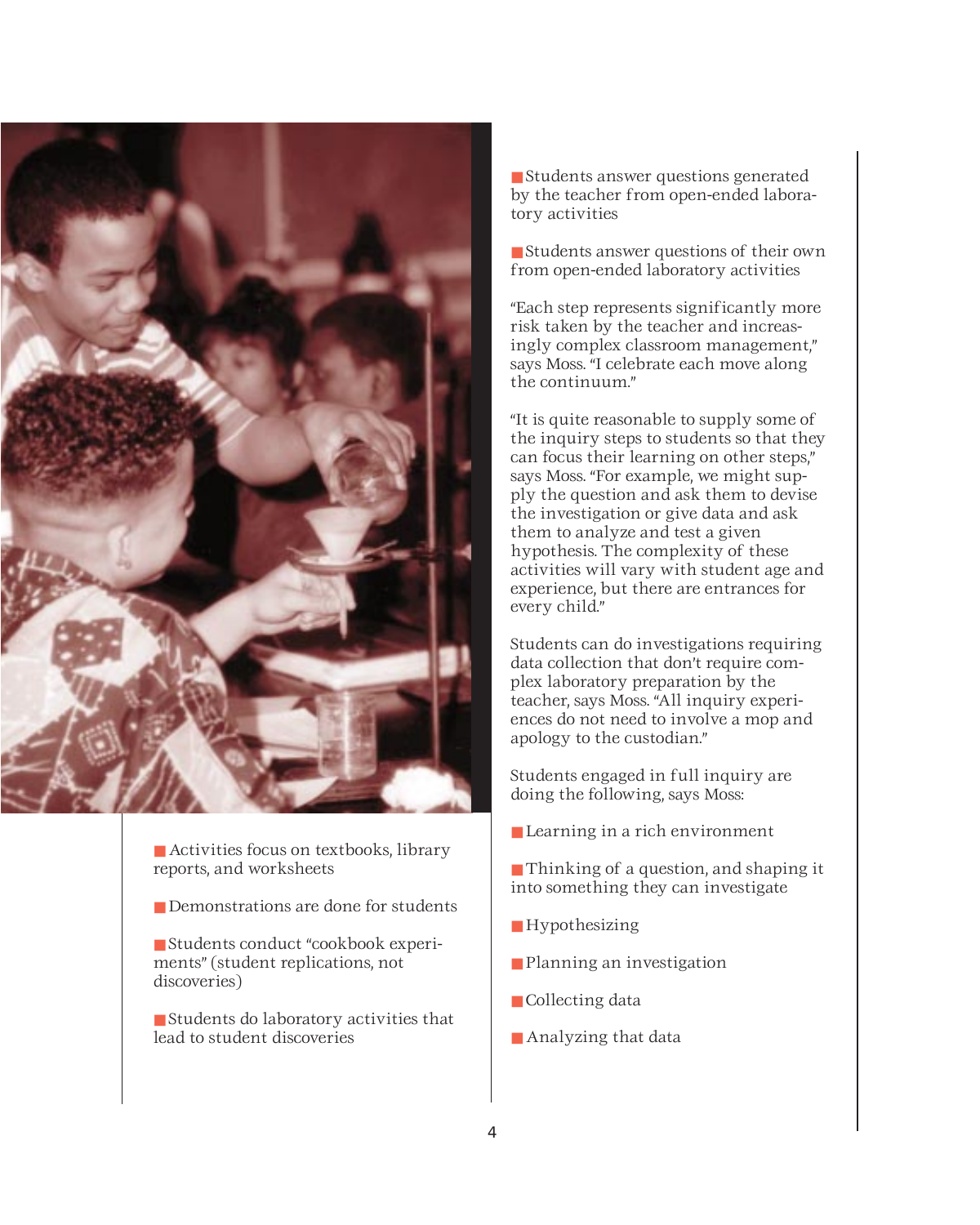- Activities focus on textbooks, library reports, and worksheets

- Demonstrations are done for students

- Students conduct "cookbook experiments" (student replications, not discoveries)

- Students do laboratory activities that lead to student discoveries

- Students answer questions generated by the teacher from open-ended laboratory activities

- Students answer questions of their own from open-ended laboratory activities

"Each step represents significantly more risk taken by the teacher and increasingly complex classroom management," says Moss. "I celebrate each move along the continuum."

"It is quite reasonable to supply some of the inquiry steps to students so that they can focus their learning on other steps," says Moss. "For example, we might supply the question and ask them to devise the investigation or give data and ask them to analyze and test a given hypothesis. The complexity of these activities will vary with student age and experience, but there are entrances for every child."

Students can do investigations requiring data collection that don't require complex laboratory preparation by the teacher, says Moss. "All inquiry experiences do not need to involve a mop and apology to the custodian."

Students engaged in full inquiry are doing the following, says Moss:

- Learning in a rich environment

- Thinking of a question, and shaping it into something they can investigate

- Hypothesizing

- Planning an investigation

- Collecting data

- Analyzing that data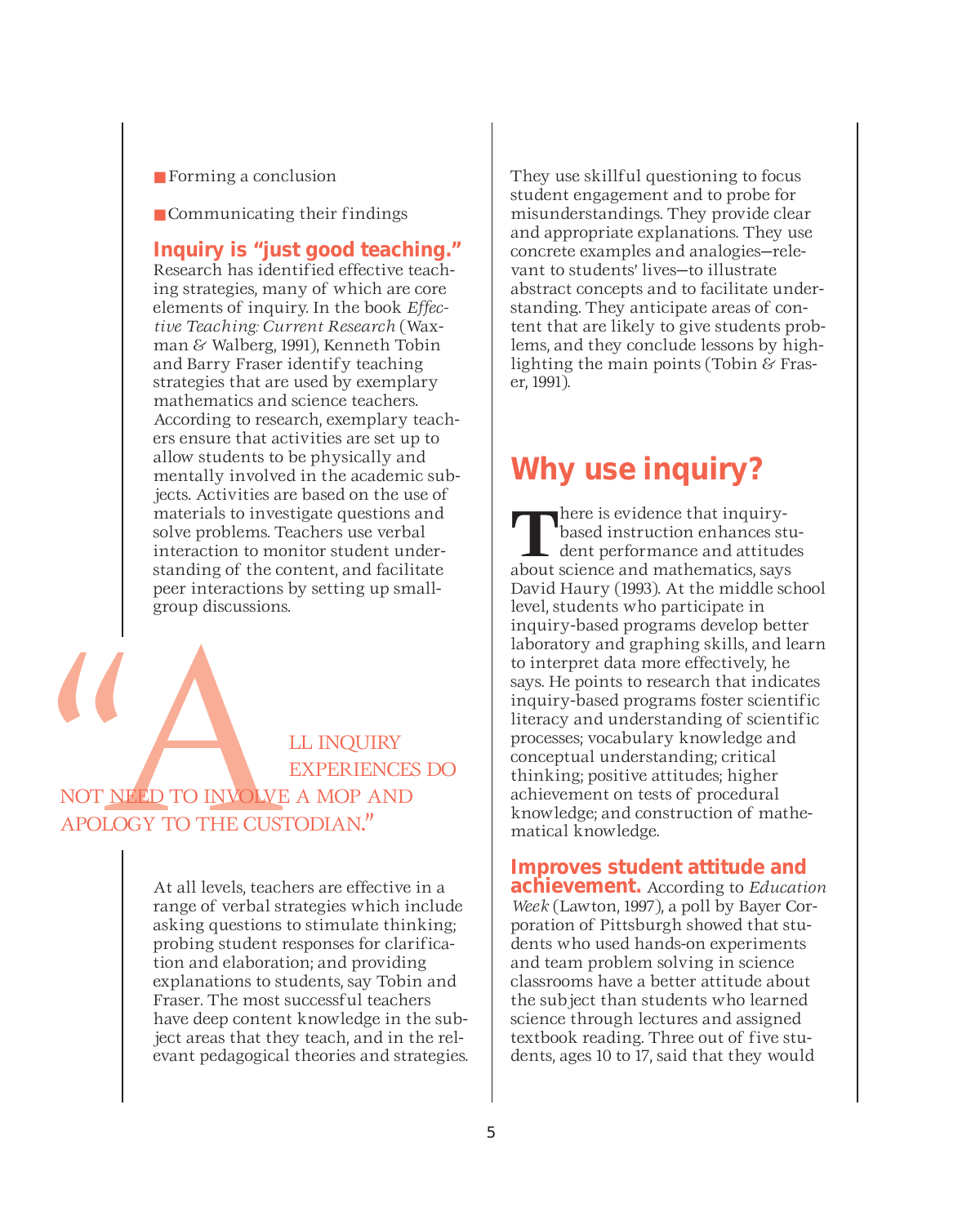- Forming a conclusion
- Communicating their findings

**Inquiry is "just good teaching."** Research has identified effective teaching strategies, many of which are core elements of inquiry. In the book *Effective Teaching: Current Research* (Waxman & Walberg, 1991), Kenneth Tobin and Barry Fraser identify teaching strategies that are used by exemplary mathematics and science teachers. According to research, exemplary teachers ensure that activities are set up to allow students to be physically and mentally involved in the academic subjects. Activities are based on the use of materials to investigate questions and solve problems. Teachers use verbal interaction to monitor student understanding of the content, and facilitate peer interactions by setting up small-group discussions.

> "ALL INQUIRY EXPERIENCES DO NOT NEED TO INVOLVE A MOP AND APOLOGY TO THE CUSTODIAN."

At all levels, teachers are effective in a range of verbal strategies which include asking questions to stimulate thinking; probing student responses for clarification and elaboration; and providing explanations to students, say Tobin and Fraser. The most successful teachers have deep content knowledge in the subject areas that they teach, and in the relevant pedagogical theories and strategies. They use skillful questioning to focus student engagement and to probe for misunderstandings. They provide clear and appropriate explanations. They use concrete examples and analogies—relevant to students' lives—to illustrate abstract concepts and to facilitate understanding. They anticipate areas of content that are likely to give students problems, and they conclude lessons by highlighting the main points (Tobin & Fraser, 1991).

# Why use inquiry?

There is evidence that inquiry-based instruction enhances student performance and attitudes about science and mathematics, says David Haury (1993). At the middle school level, students who participate in inquiry-based programs develop better laboratory and graphing skills, and learn to interpret data more effectively, he says. He points to research that indicates inquiry-based programs foster scientific literacy and understanding of scientific processes; vocabulary knowledge and conceptual understanding; critical thinking; positive attitudes; higher achievement on tests of procedural knowledge; and construction of mathematical knowledge.

**Improves student attitude and achievement.** According to *Education Week* (Lawton, 1997), a poll by Bayer Corporation of Pittsburgh showed that students who used hands-on experiments and team problem solving in science classrooms have a better attitude about the subject than students who learned science through lectures and assigned textbook reading. Three out of five students, ages 10 to 17, said that they would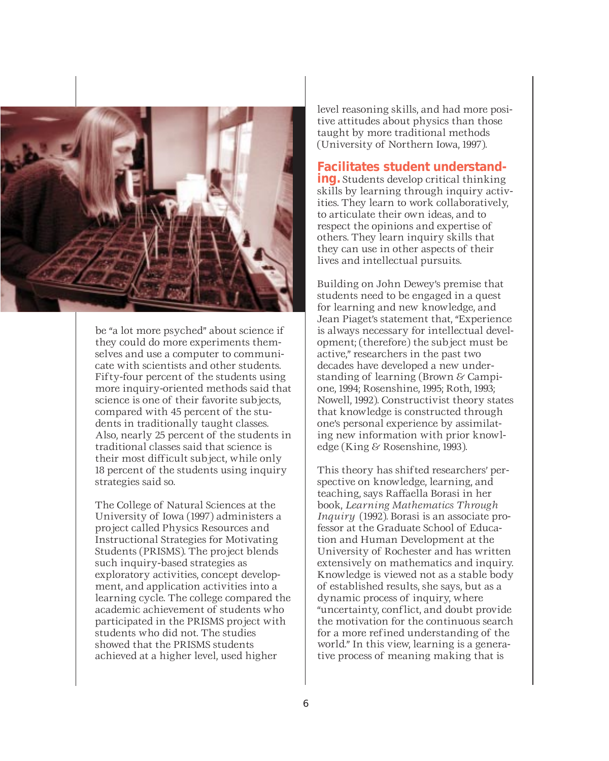be "a lot more psyched" about science if they could do more experiments themselves and use a computer to communicate with scientists and other students. Fifty-four percent of the students using more inquiry-oriented methods said that science is one of their favorite subjects, compared with 45 percent of the students in traditionally taught classes. Also, nearly 25 percent of the students in traditional classes said that science is their most difficult subject, while only 18 percent of the students using inquiry strategies said so.

The College of Natural Sciences at the University of Iowa (1997) administers a project called Physics Resources and Instructional Strategies for Motivating Students (PRISMS). The project blends such inquiry-based strategies as exploratory activities, concept development, and application activities into a learning cycle. The college compared the academic achievement of students who participated in the PRISMS project with students who did not. The studies showed that the PRISMS students achieved at a higher level, used higher level reasoning skills, and had more positive attitudes about physics than those taught by more traditional methods (University of Northern Iowa, 1997).

**Facilitates student understanding.** Students develop critical thinking skills by learning through inquiry activities. They learn to work collaboratively, to articulate their own ideas, and to respect the opinions and expertise of others. They learn inquiry skills that they can use in other aspects of their lives and intellectual pursuits.

Building on John Dewey's premise that students need to be engaged in a quest for learning and new knowledge, and Jean Piaget's statement that, "Experience is always necessary for intellectual development; (therefore) the subject must be active," researchers in the past two decades have developed a new understanding of learning (Brown & Campione, 1994; Rosenshine, 1995; Roth, 1993; Nowell, 1992). Constructivist theory states that knowledge is constructed through one's personal experience by assimilating new information with prior knowledge (King & Rosenshine, 1993).

This theory has shifted researchers' perspective on knowledge, learning, and teaching, says Raffaella Borasi in her book, *Learning Mathematics Through Inquiry* (1992). Borasi is an associate professor at the Graduate School of Education and Human Development at the University of Rochester and has written extensively on mathematics and inquiry. Knowledge is viewed not as a stable body of established results, she says, but as a dynamic process of inquiry, where "uncertainty, conflict, and doubt provide the motivation for the continuous search for a more refined understanding of the world." In this view, learning is a generative process of meaning making that is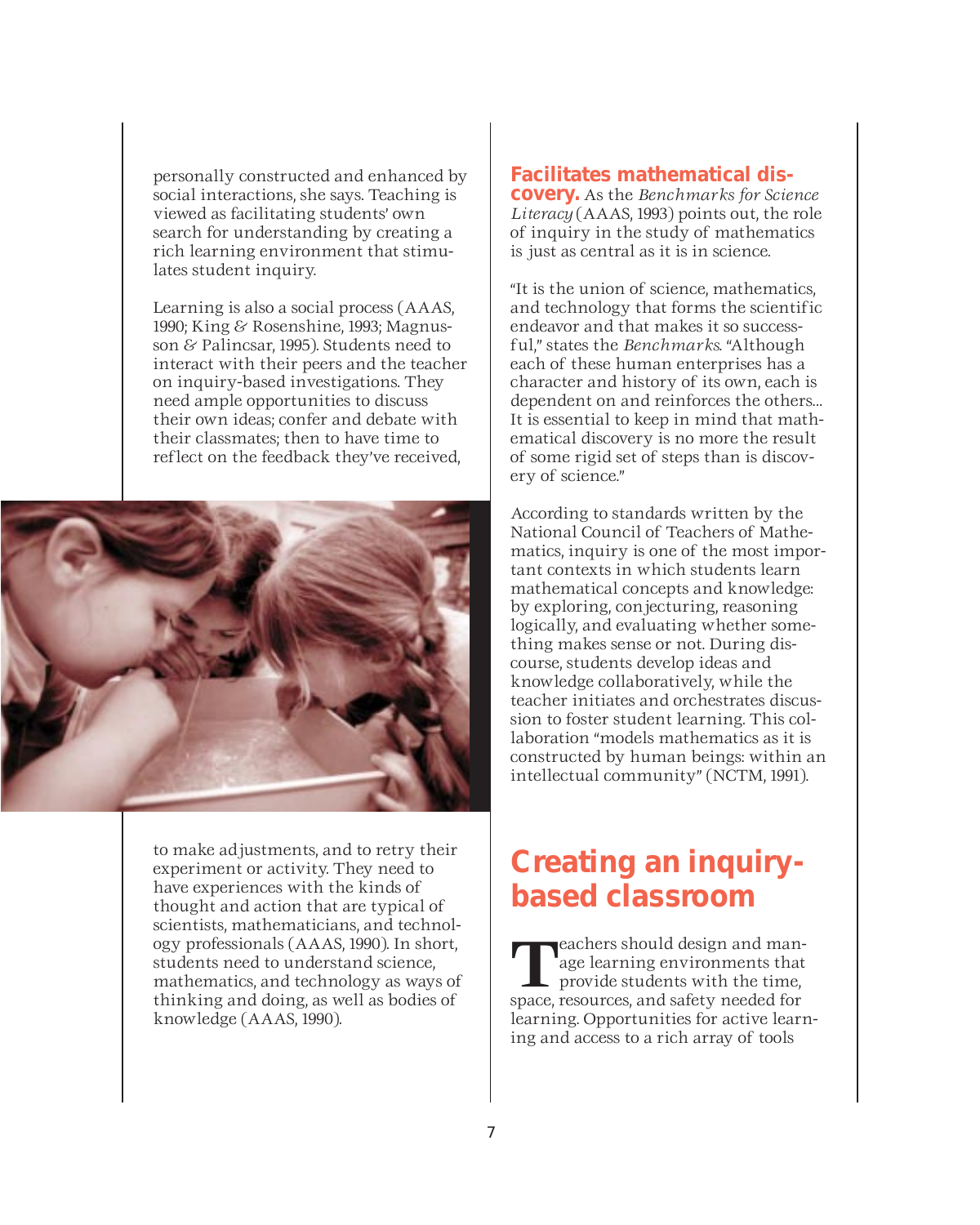personally constructed and enhanced by social interactions, she says. Teaching is viewed as facilitating students' own search for understanding by creating a rich learning environment that stimulates student inquiry.

Learning is also a social process (AAAS, 1990; King & Rosenshine, 1993; Magnusson & Palincsar, 1995). Students need to interact with their peers and the teacher on inquiry-based investigations. They need ample opportunities to discuss their own ideas; confer and debate with their classmates; then to have time to reflect on the feedback they've received, to make adjustments, and to retry their experiment or activity. They need to have experiences with the kinds of thought and action that are typical of scientists, mathematicians, and technology professionals (AAAS, 1990). In short, students need to understand science, mathematics, and technology as ways of thinking and doing, as well as bodies of knowledge (AAAS, 1990).

**Facilitates mathematical discovery.** As the *Benchmarks for Science Literacy* (AAAS, 1993) points out, the role of inquiry in the study of mathematics is just as central as it is in science.

"It is the union of science, mathematics, and technology that forms the scientific endeavor and that makes it so successful," states the *Benchmarks*. "Although each of these human enterprises has a character and history of its own, each is dependent on and reinforces the others... It is essential to keep in mind that mathematical discovery is no more the result of some rigid set of steps than is discovery of science."

According to standards written by the National Council of Teachers of Mathematics, inquiry is one of the most important contexts in which students learn mathematical concepts and knowledge: by exploring, conjecturing, reasoning logically, and evaluating whether something makes sense or not. During discourse, students develop ideas and knowledge collaboratively, while the teacher initiates and orchestrates discussion to foster student learning. This collaboration "models mathematics as it is constructed by human beings: within an intellectual community" (NCTM, 1991).

## Creating an inquiry-based classroom

Teachers should design and manage learning environments that provide students with the time, space, resources, and safety needed for learning. Opportunities for active learning and access to a rich array of tools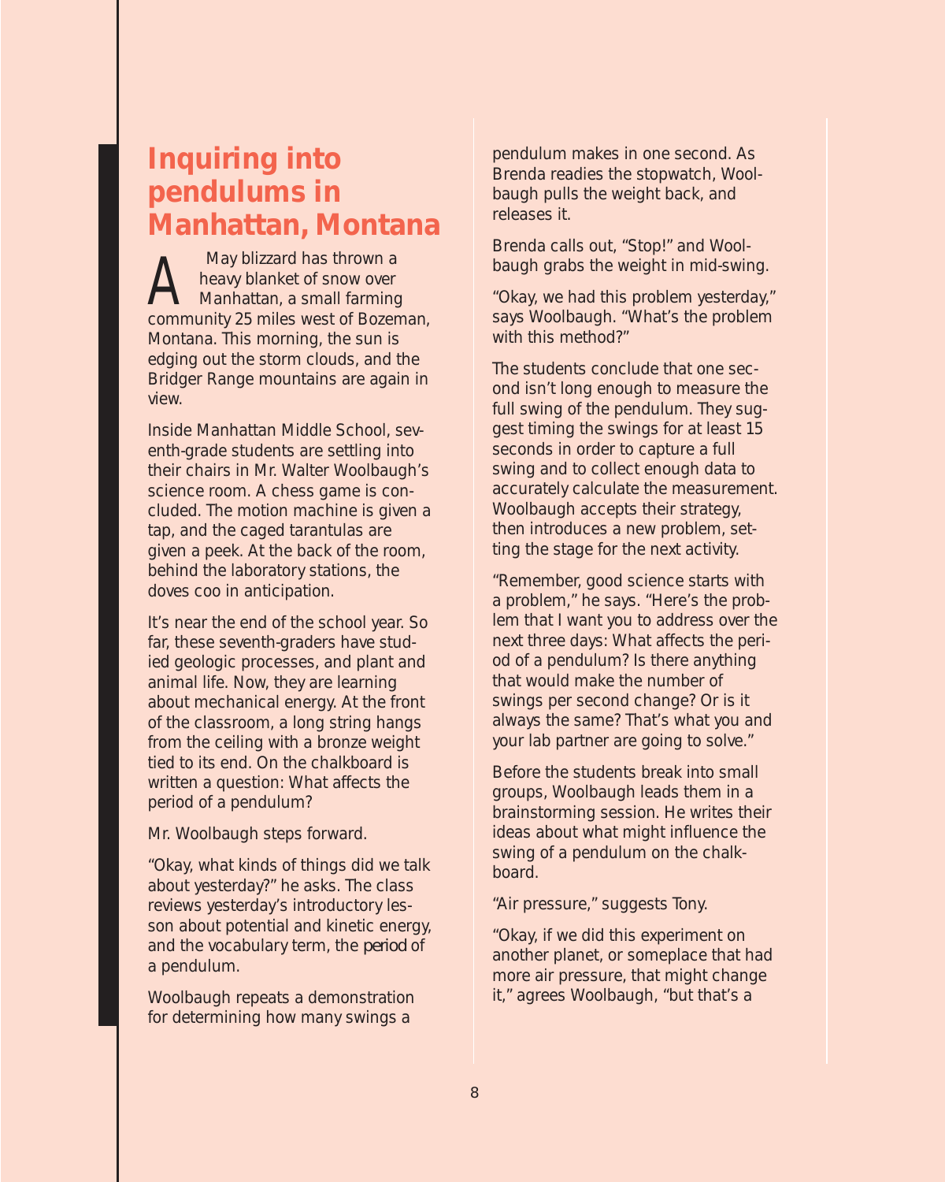## Inquiring into pendulums in Manhattan, Montana

A May blizzard has thrown a heavy blanket of snow over Manhattan, a small farming community 25 miles west of Bozeman, Montana. This morning, the sun is edging out the storm clouds, and the Bridger Range mountains are again in view.

Inside Manhattan Middle School, seventh-grade students are settling into their chairs in Mr. Walter Woolbaugh's science room. A chess game is concluded. The motion machine is given a tap, and the caged tarantulas are given a peek. At the back of the room, behind the laboratory stations, the doves coo in anticipation.

It's near the end of the school year. So far, these seventh-graders have studied geologic processes, and plant and animal life. Now, they are learning about mechanical energy. At the front of the classroom, a long string hangs from the ceiling with a bronze weight tied to its end. On the chalkboard is written a question: What affects the period of a pendulum?

Mr. Woolbaugh steps forward.

"Okay, what kinds of things did we talk about yesterday?" he asks. The class reviews yesterday's introductory lesson about potential and kinetic energy, and the vocabulary term, the *period* of a pendulum.

Woolbaugh repeats a demonstration for determining how many swings a pendulum makes in one second. As Brenda readies the stopwatch, Woolbaugh pulls the weight back, and releases it.

Brenda calls out, "Stop!" and Woolbaugh grabs the weight in mid-swing.

"Okay, we had this problem yesterday," says Woolbaugh. "What's the problem with this method?"

The students conclude that one second isn't long enough to measure the full swing of the pendulum. They suggest timing the swings for at least 15 seconds in order to capture a full swing and to collect enough data to accurately calculate the measurement. Woolbaugh accepts their strategy, then introduces a new problem, setting the stage for the next activity.

"Remember, good science starts with a problem," he says. "Here's the problem that I want you to address over the next three days: What affects the period of a pendulum? Is there anything that would make the number of swings per second change? Or is it always the same? That's what you and your lab partner are going to solve."

Before the students break into small groups, Woolbaugh leads them in a brainstorming session. He writes their ideas about what might influence the swing of a pendulum on the chalkboard.

"Air pressure," suggests Tony.

"Okay, if we did this experiment on another planet, or someplace that had more air pressure, that might change it," agrees Woolbaugh, "but that's a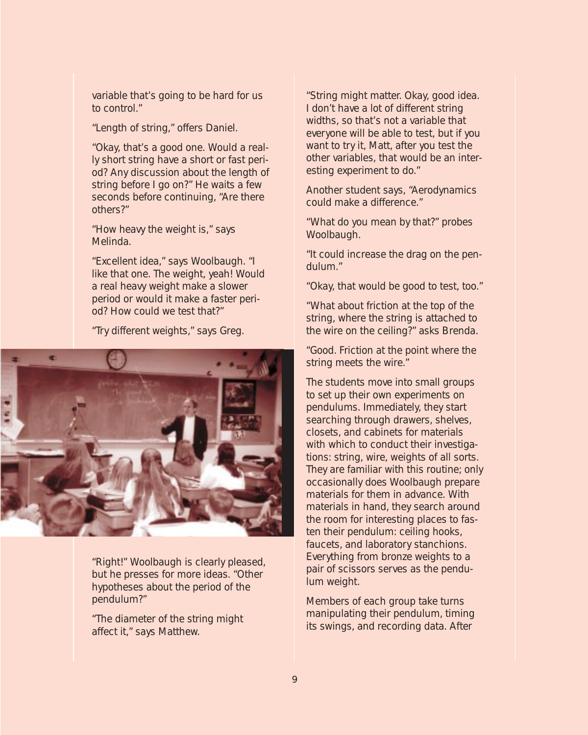variable that's going to be hard for us to control."

"Length of string," offers Daniel.

"Okay, that's a good one. Would a really short string have a short or fast period? Any discussion about the length of string before I go on?" He waits a few seconds before continuing, "Are there others?"

"How heavy the weight is," says Melinda.

"Excellent idea," says Woolbaugh. "I like that one. The weight, yeah! Would a real heavy weight make a slower period or would it make a faster period? How could we test that?"

"Try different weights," says Greg.

"Right!" Woolbaugh is clearly pleased, but he presses for more ideas. "Other hypotheses about the period of the pendulum?"

"The diameter of the string might affect it," says Matthew.

"String might matter. Okay, good idea. I don't have a lot of different string widths, so that's not a variable that everyone will be able to test, but if you want to try it, Matt, after you test the other variables, that would be an interesting experiment to do."

Another student says, "Aerodynamics could make a difference."

"What do you mean by that?" probes Woolbaugh.

"It could increase the drag on the pendulum."

"Okay, that would be good to test, too."

"What about friction at the top of the string, where the string is attached to the wire on the ceiling?" asks Brenda.

"Good. Friction at the point where the string meets the wire."

The students move into small groups to set up their own experiments on pendulums. Immediately, they start searching through drawers, shelves, closets, and cabinets for materials with which to conduct their investigations: string, wire, weights of all sorts. They are familiar with this routine; only occasionally does Woolbaugh prepare materials for them in advance. With materials in hand, they search around the room for interesting places to fasten their pendulum: ceiling hooks, faucets, and laboratory stanchions. Everything from bronze weights to a pair of scissors serves as the pendulum weight.

Members of each group take turns manipulating their pendulum, timing its swings, and recording data. After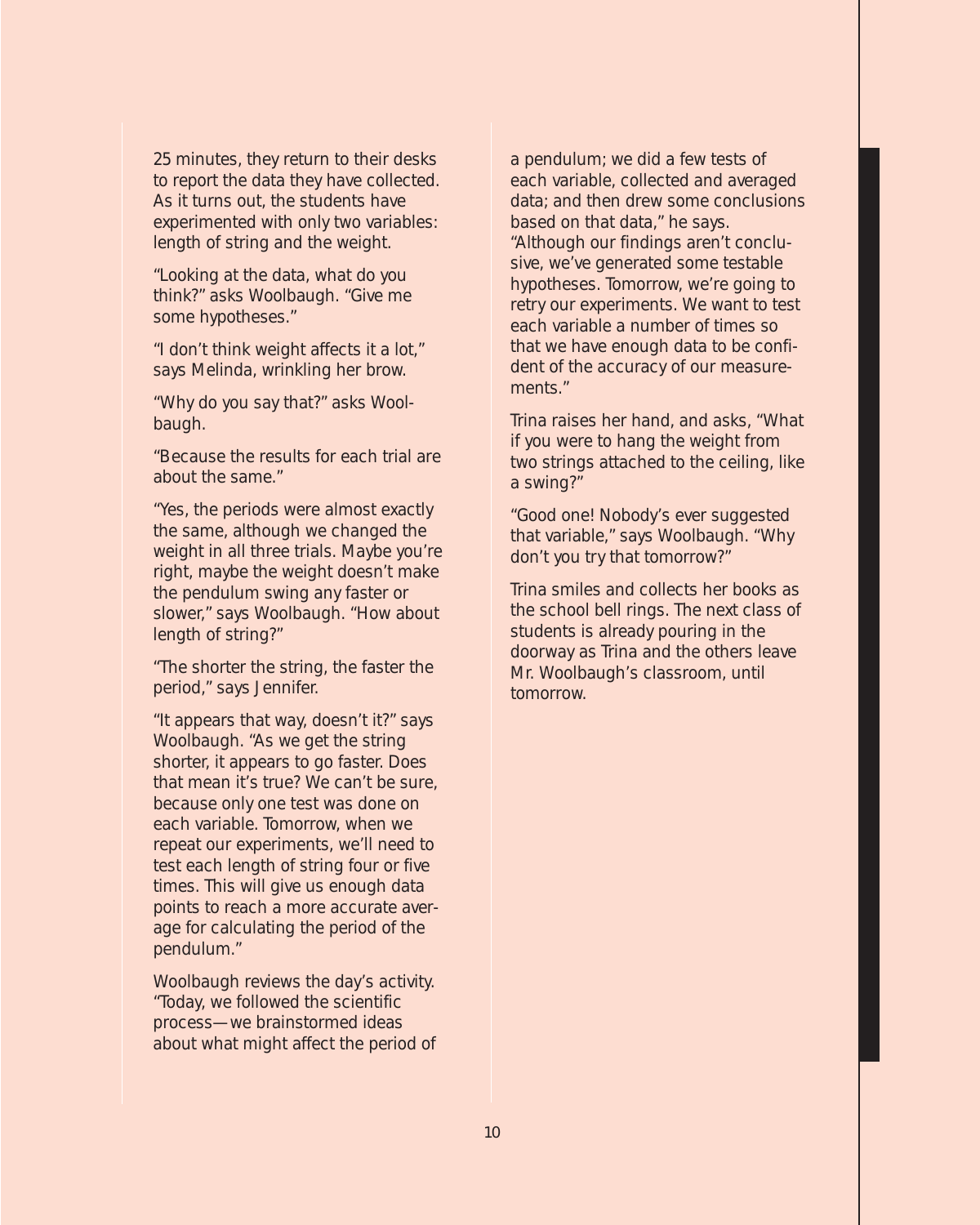25 minutes, they return to their desks to report the data they have collected. As it turns out, the students have experimented with only two variables: length of string and the weight.

"Looking at the data, what do you think?" asks Woolbaugh. "Give me some hypotheses."

"I don't think weight affects it a lot," says Melinda, wrinkling her brow.

"Why do you say that?" asks Woolbaugh.

"Because the results for each trial are about the same."

"Yes, the periods were almost exactly the same, although we changed the weight in all three trials. Maybe you're right, maybe the weight doesn't make the pendulum swing any faster or slower," says Woolbaugh. "How about length of string?"

"The shorter the string, the faster the period," says Jennifer.

"It appears that way, doesn't it?" says Woolbaugh. "As we get the string shorter, it appears to go faster. Does that mean it's true? We can't be sure, because only one test was done on each variable. Tomorrow, when we repeat our experiments, we'll need to test each length of string four or five times. This will give us enough data points to reach a more accurate average for calculating the period of the pendulum."

Woolbaugh reviews the day's activity. "Today, we followed the scientific process—we brainstormed ideas about what might affect the period of a pendulum; we did a few tests of each variable, collected and averaged data; and then drew some conclusions based on that data," he says. "Although our findings aren't conclusive, we've generated some testable hypotheses. Tomorrow, we're going to retry our experiments. We want to test each variable a number of times so that we have enough data to be confident of the accuracy of our measurements."

Trina raises her hand, and asks, "What if you were to hang the weight from two strings attached to the ceiling, like a swing?"

"Good one! Nobody's ever suggested that variable," says Woolbaugh. "Why don't you try that tomorrow?"

Trina smiles and collects her books as the school bell rings. The next class of students is already pouring in the doorway as Trina and the others leave Mr. Woolbaugh's classroom, until tomorrow.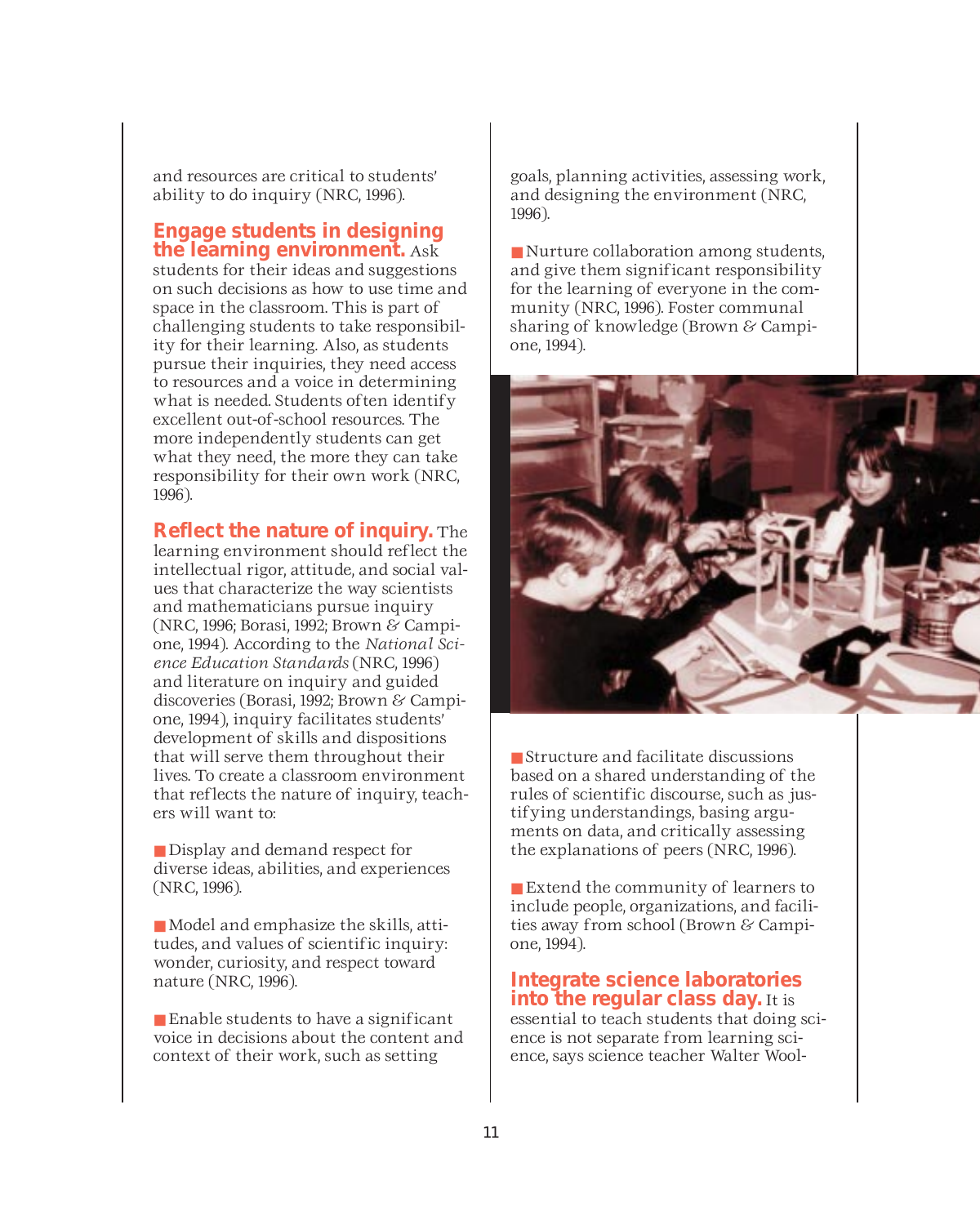and resources are critical to students' ability to do inquiry (NRC, 1996).

**Engage students in designing the learning environment.** Ask students for their ideas and suggestions on such decisions as how to use time and space in the classroom. This is part of challenging students to take responsibility for their learning. Also, as students pursue their inquiries, they need access to resources and a voice in determining what is needed. Students often identify excellent out-of-school resources. The more independently students can get what they need, the more they can take responsibility for their own work (NRC, 1996).

**Reflect the nature of inquiry.** The learning environment should reflect the intellectual rigor, attitude, and social values that characterize the way scientists and mathematicians pursue inquiry (NRC, 1996; Borasi, 1992; Brown & Campione, 1994). According to the *National Science Education Standards* (NRC, 1996) and literature on inquiry and guided discoveries (Borasi, 1992; Brown & Campione, 1994), inquiry facilitates students' development of skills and dispositions that will serve them throughout their lives. To create a classroom environment that reflects the nature of inquiry, teachers will want to:

- Display and demand respect for diverse ideas, abilities, and experiences (NRC, 1996).

- Model and emphasize the skills, attitudes, and values of scientific inquiry: wonder, curiosity, and respect toward nature (NRC, 1996).

- Enable students to have a significant voice in decisions about the content and context of their work, such as setting goals, planning activities, assessing work, and designing the environment (NRC, 1996).

- Nurture collaboration among students, and give them significant responsibility for the learning of everyone in the community (NRC, 1996). Foster communal sharing of knowledge (Brown & Campione, 1994).

- Structure and facilitate discussions based on a shared understanding of the rules of scientific discourse, such as justifying understandings, basing arguments on data, and critically assessing the explanations of peers (NRC, 1996).

- Extend the community of learners to include people, organizations, and facilities away from school (Brown & Campione, 1994).

**Integrate science laboratories into the regular class day.** It is essential to teach students that doing science is not separate from learning science, says science teacher Walter Wool-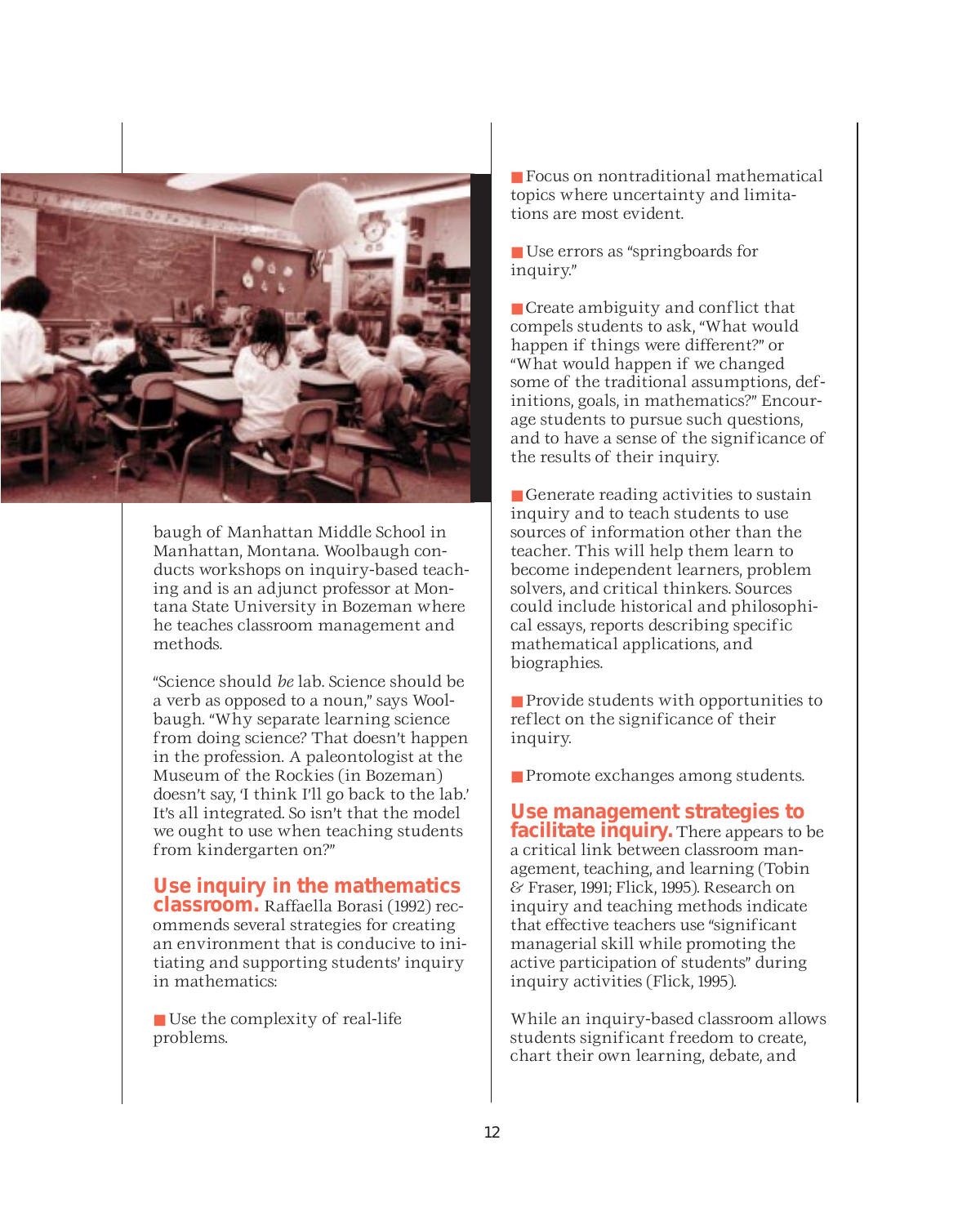baugh of Manhattan Middle School in Manhattan, Montana. Woolbaugh conducts workshops on inquiry-based teaching and is an adjunct professor at Montana State University in Bozeman where he teaches classroom management and methods.

"Science should *be* lab. Science should be a verb as opposed to a noun," says Woolbaugh. "Why separate learning science from doing science? That doesn't happen in the profession. A paleontologist at the Museum of the Rockies (in Bozeman) doesn't say, 'I think I'll go back to the lab.' It's all integrated. So isn't that the model we ought to use when teaching students from kindergarten on?"

**Use inquiry in the mathematics classroom.** Raffaella Borasi (1992) recommends several strategies for creating an environment that is conducive to initiating and supporting students' inquiry in mathematics:

- Use the complexity of real-life problems.
- Focus on nontraditional mathematical topics where uncertainty and limitations are most evident.
- Use errors as "springboards for inquiry."
- Create ambiguity and conflict that compels students to ask, "What would happen if things were different?" or "What would happen if we changed some of the traditional assumptions, definitions, goals, in mathematics?" Encourage students to pursue such questions, and to have a sense of the significance of the results of their inquiry.
- Generate reading activities to sustain inquiry and to teach students to use sources of information other than the teacher. This will help them learn to become independent learners, problem solvers, and critical thinkers. Sources could include historical and philosophical essays, reports describing specific mathematical applications, and biographies.
- Provide students with opportunities to reflect on the significance of their inquiry.
- Promote exchanges among students.

**Use management strategies to facilitate inquiry.** There appears to be a critical link between classroom management, teaching, and learning (Tobin & Fraser, 1991; Flick, 1995). Research on inquiry and teaching methods indicate that effective teachers use "significant managerial skill while promoting the active participation of students" during inquiry activities (Flick, 1995).

While an inquiry-based classroom allows students significant freedom to create, chart their own learning, debate, and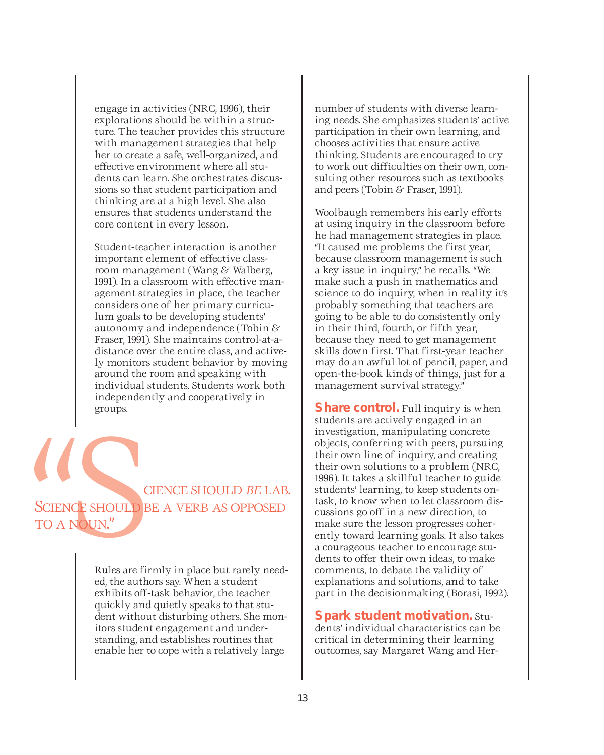engage in activities (NRC, 1996), their explorations should be within a structure. The teacher provides this structure with management strategies that help her to create a safe, well-organized, and effective environment where all students can learn. She orchestrates discussions so that student participation and thinking are at a high level. She also ensures that students understand the core content in every lesson.

Student-teacher interaction is another important element of effective classroom management (Wang & Walberg, 1991). In a classroom with effective management strategies in place, the teacher considers one of her primary curriculum goals to be developing students' autonomy and independence (Tobin & Fraser, 1991). She maintains control-at-a-distance over the entire class, and actively monitors student behavior by moving around the room and speaking with individual students. Students work both independently and cooperatively in groups.

> "SCIENCE SHOULD *BE* LAB. SCIENCE SHOULD BE A VERB AS OPPOSED TO A NOUN."

Rules are firmly in place but rarely needed, the authors say. When a student exhibits off-task behavior, the teacher quickly and quietly speaks to that student without disturbing others. She monitors student engagement and understanding, and establishes routines that enable her to cope with a relatively large number of students with diverse learning needs. She emphasizes students' active participation in their own learning, and chooses activities that ensure active thinking. Students are encouraged to try to work out difficulties on their own, consulting other resources such as textbooks and peers (Tobin & Fraser, 1991).

Woolbaugh remembers his early efforts at using inquiry in the classroom before he had management strategies in place. "It caused me problems the first year, because classroom management is such a key issue in inquiry," he recalls. "We make such a push in mathematics and science to do inquiry, when in reality it's probably something that teachers are going to be able to do consistently only in their third, fourth, or fifth year, because they need to get management skills down first. That first-year teacher may do an awful lot of pencil, paper, and open-the-book kinds of things, just for a management survival strategy."

**Share control.** Full inquiry is when students are actively engaged in an investigation, manipulating concrete objects, conferring with peers, pursuing their own line of inquiry, and creating their own solutions to a problem (NRC, 1996). It takes a skillful teacher to guide students' learning, to keep students on-task, to know when to let classroom discussions go off in a new direction, to make sure the lesson progresses coherently toward learning goals. It also takes a courageous teacher to encourage students to offer their own ideas, to make comments, to debate the validity of explanations and solutions, and to take part in the decisionmaking (Borasi, 1992).

**Spark student motivation.** Students' individual characteristics can be critical in determining their learning outcomes, say Margaret Wang and Her-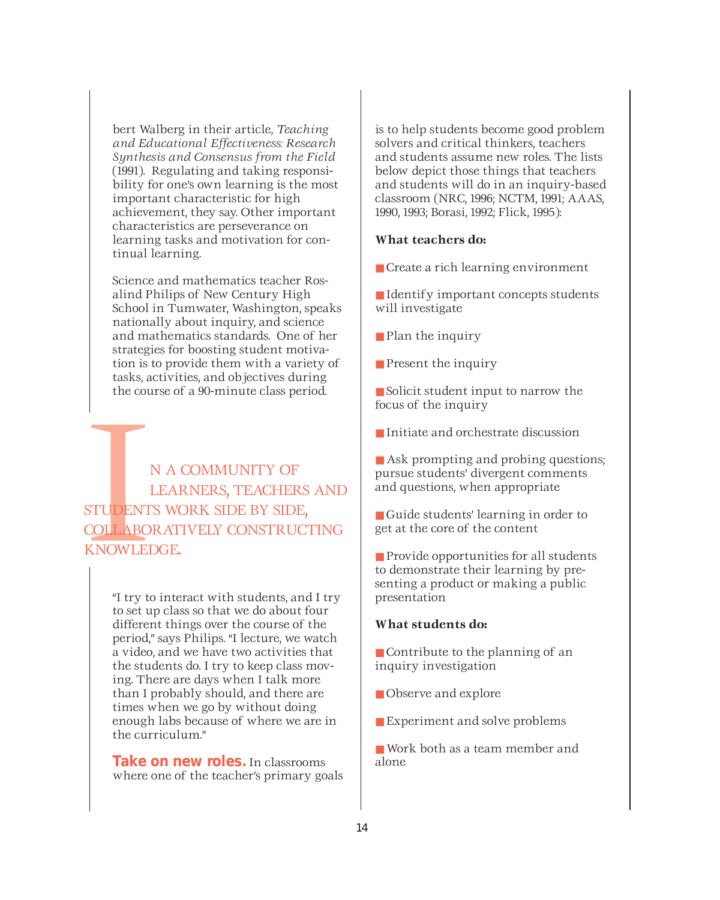bert Walberg in their article, *Teaching and Educational Effectiveness: Research Synthesis and Consensus from the Field* (1991). Regulating and taking responsibility for one's own learning is the most important characteristic for high achievement, they say. Other important characteristics are perseverance on learning tasks and motivation for continual learning.

Science and mathematics teacher Rosalind Philips of New Century High School in Tumwater, Washington, speaks nationally about inquiry, and science and mathematics standards. One of her strategies for boosting student motivation is to provide them with a variety of tasks, activities, and objectives during the course of a 90-minute class period.

IN A COMMUNITY OF LEARNERS, TEACHERS AND STUDENTS WORK SIDE BY SIDE, COLLABORATIVELY CONSTRUCTING KNOWLEDGE.

"I try to interact with students, and I try to set up class so that we do about four different things over the course of the period," says Philips. "I lecture, we watch a video, and we have two activities that the students do. I try to keep class moving. There are days when I talk more than I probably should, and there are times when we go by without doing enough labs because of where we are in the curriculum."

**Take on new roles.** In classrooms where one of the teacher's primary goals is to help students become good problem solvers and critical thinkers, teachers and students assume new roles. The lists below depict those things that teachers and students will do in an inquiry-based classroom (NRC, 1996; NCTM, 1991; AAAS, 1990, 1993; Borasi, 1992; Flick, 1995):

**What teachers do:**

- Create a rich learning environment
- Identify important concepts students will investigate
- Plan the inquiry
- Present the inquiry
- Solicit student input to narrow the focus of the inquiry
- Initiate and orchestrate discussion
- Ask prompting and probing questions; pursue students' divergent comments and questions, when appropriate
- Guide students' learning in order to get at the core of the content
- Provide opportunities for all students to demonstrate their learning by presenting a product or making a public presentation

**What students do:**

- Contribute to the planning of an inquiry investigation
- Observe and explore
- Experiment and solve problems
- Work both as a team member and alone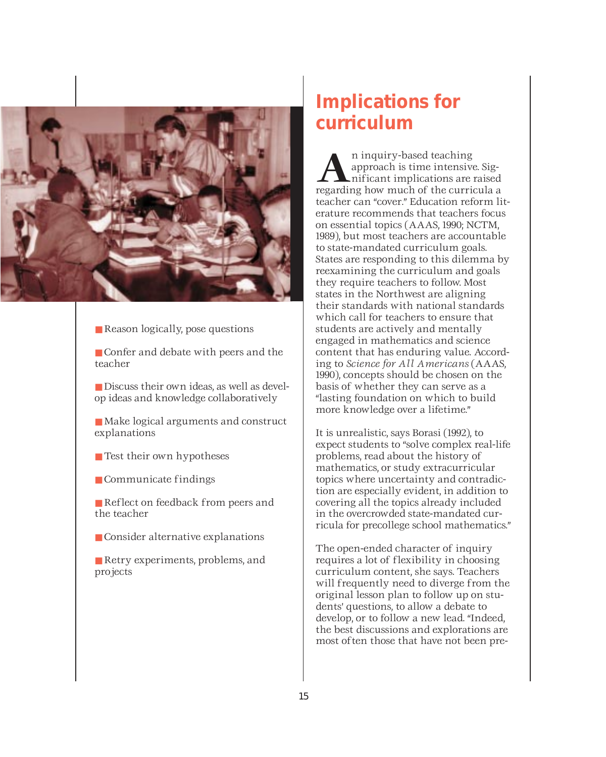- Reason logically, pose questions
- Confer and debate with peers and the teacher
- Discuss their own ideas, as well as develop ideas and knowledge collaboratively
- Make logical arguments and construct explanations
- Test their own hypotheses
- Communicate findings
- Reflect on feedback from peers and the teacher
- Consider alternative explanations
- Retry experiments, problems, and projects

## Implications for curriculum

An inquiry-based teaching approach is time intensive. Significant implications are raised regarding how much of the curricula a teacher can "cover." Education reform literature recommends that teachers focus on essential topics (AAAS, 1990; NCTM, 1989), but most teachers are accountable to state-mandated curriculum goals. States are responding to this dilemma by reexamining the curriculum and goals they require teachers to follow. Most states in the Northwest are aligning their standards with national standards which call for teachers to ensure that students are actively and mentally engaged in mathematics and science content that has enduring value. According to *Science for All Americans* (AAAS, 1990), concepts should be chosen on the basis of whether they can serve as a "lasting foundation on which to build more knowledge over a lifetime."

It is unrealistic, says Borasi (1992), to expect students to "solve complex real-life problems, read about the history of mathematics, or study extracurricular topics where uncertainty and contradiction are especially evident, in addition to covering all the topics already included in the overcrowded state-mandated curricula for precollege school mathematics."

The open-ended character of inquiry requires a lot of flexibility in choosing curriculum content, she says. Teachers will frequently need to diverge from the original lesson plan to follow up on students' questions, to allow a debate to develop, or to follow a new lead. "Indeed, the best discussions and explorations are most often those that have not been pre-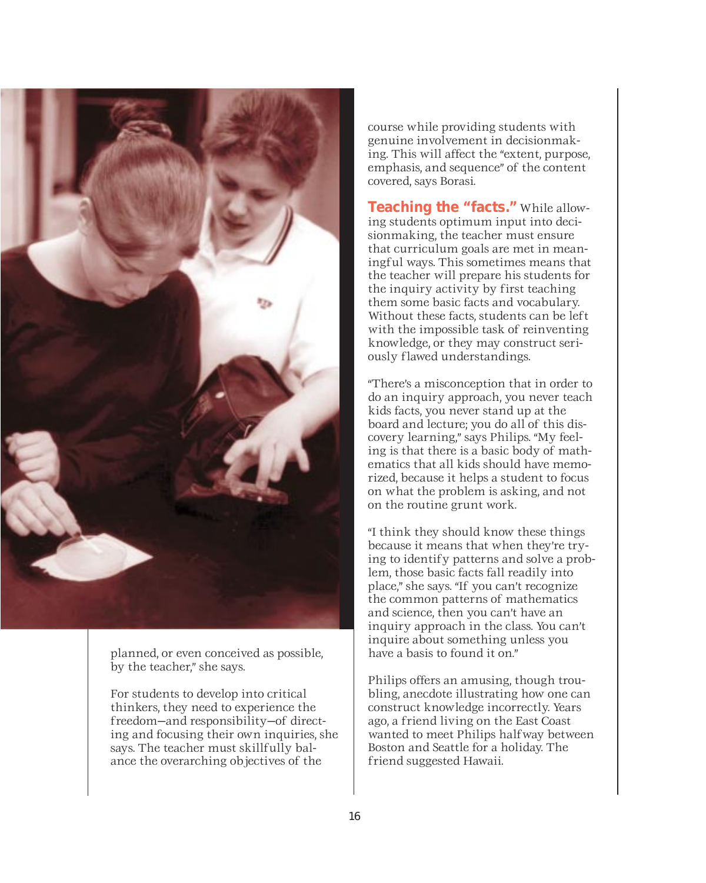planned, or even conceived as possible, by the teacher," she says.

For students to develop into critical thinkers, they need to experience the freedom—and responsibility—of directing and focusing their own inquiries, she says. The teacher must skillfully balance the overarching objectives of the course while providing students with genuine involvement in decisionmaking. This will affect the "extent, purpose, emphasis, and sequence" of the content covered, says Borasi.

**Teaching the "facts."** While allowing students optimum input into decisionmaking, the teacher must ensure that curriculum goals are met in meaningful ways. This sometimes means that the teacher will prepare his students for the inquiry activity by first teaching them some basic facts and vocabulary. Without these facts, students can be left with the impossible task of reinventing knowledge, or they may construct seriously flawed understandings.

"There's a misconception that in order to do an inquiry approach, you never teach kids facts, you never stand up at the board and lecture; you do all of this discovery learning," says Philips. "My feeling is that there is a basic body of mathematics that all kids should have memorized, because it helps a student to focus on what the problem is asking, and not on the routine grunt work.

"I think they should know these things because it means that when they're trying to identify patterns and solve a problem, those basic facts fall readily into place," she says. "If you can't recognize the common patterns of mathematics and science, then you can't have an inquiry approach in the class. You can't inquire about something unless you have a basis to found it on."

Philips offers an amusing, though troubling, anecdote illustrating how one can construct knowledge incorrectly. Years ago, a friend living on the East Coast wanted to meet Philips halfway between Boston and Seattle for a holiday. The friend suggested Hawaii.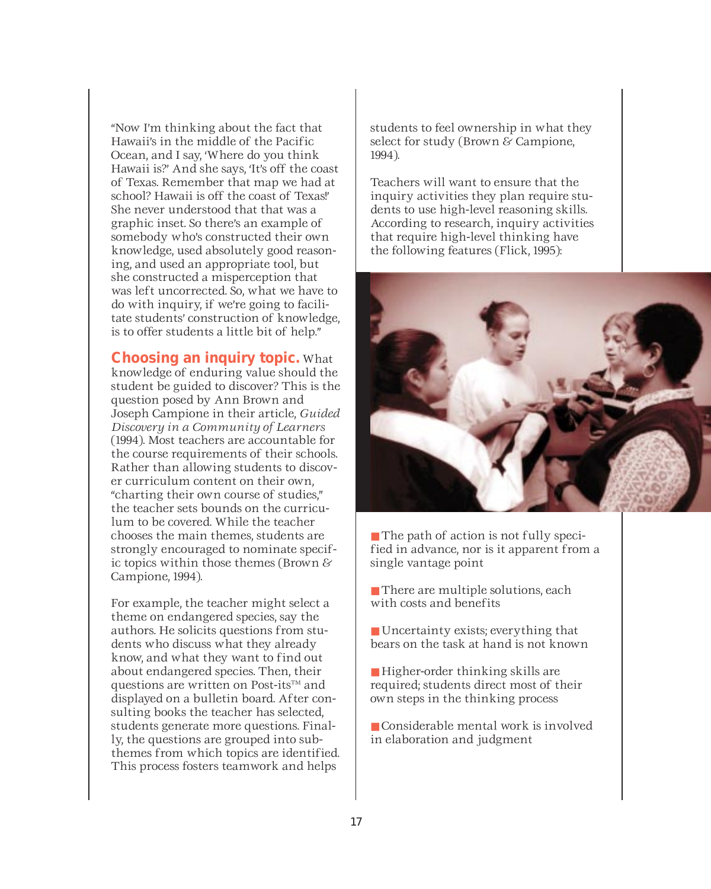"Now I'm thinking about the fact that Hawaii's in the middle of the Pacific Ocean, and I say, 'Where do you think Hawaii is?' And she says, 'It's off the coast of Texas. Remember that map we had at school? Hawaii is off the coast of Texas!' She never understood that that was a graphic inset. So there's an example of somebody who's constructed their own knowledge, used absolutely good reasoning, and used an appropriate tool, but she constructed a misperception that was left uncorrected. So, what we have to do with inquiry, if we're going to facilitate students' construction of knowledge, is to offer students a little bit of help."

**Choosing an inquiry topic.** What knowledge of enduring value should the student be guided to discover? This is the question posed by Ann Brown and Joseph Campione in their article, *Guided Discovery in a Community of Learners* (1994). Most teachers are accountable for the course requirements of their schools. Rather than allowing students to discover curriculum content on their own, "charting their own course of studies," the teacher sets bounds on the curriculum to be covered. While the teacher chooses the main themes, students are strongly encouraged to nominate specific topics within those themes (Brown & Campione, 1994).

For example, the teacher might select a theme on endangered species, say the authors. He solicits questions from students who discuss what they already know, and what they want to find out about endangered species. Then, their questions are written on Post-its™ and displayed on a bulletin board. After consulting books the teacher has selected, students generate more questions. Finally, the questions are grouped into subthemes from which topics are identified. This process fosters teamwork and helps students to feel ownership in what they select for study (Brown & Campione, 1994).

Teachers will want to ensure that the inquiry activities they plan require students to use high-level reasoning skills. According to research, inquiry activities that require high-level thinking have the following features (Flick, 1995):

- The path of action is not fully specified in advance, nor is it apparent from a single vantage point
- There are multiple solutions, each with costs and benefits
- Uncertainty exists; everything that bears on the task at hand is not known
- Higher-order thinking skills are required; students direct most of their own steps in the thinking process
- Considerable mental work is involved in elaboration and judgment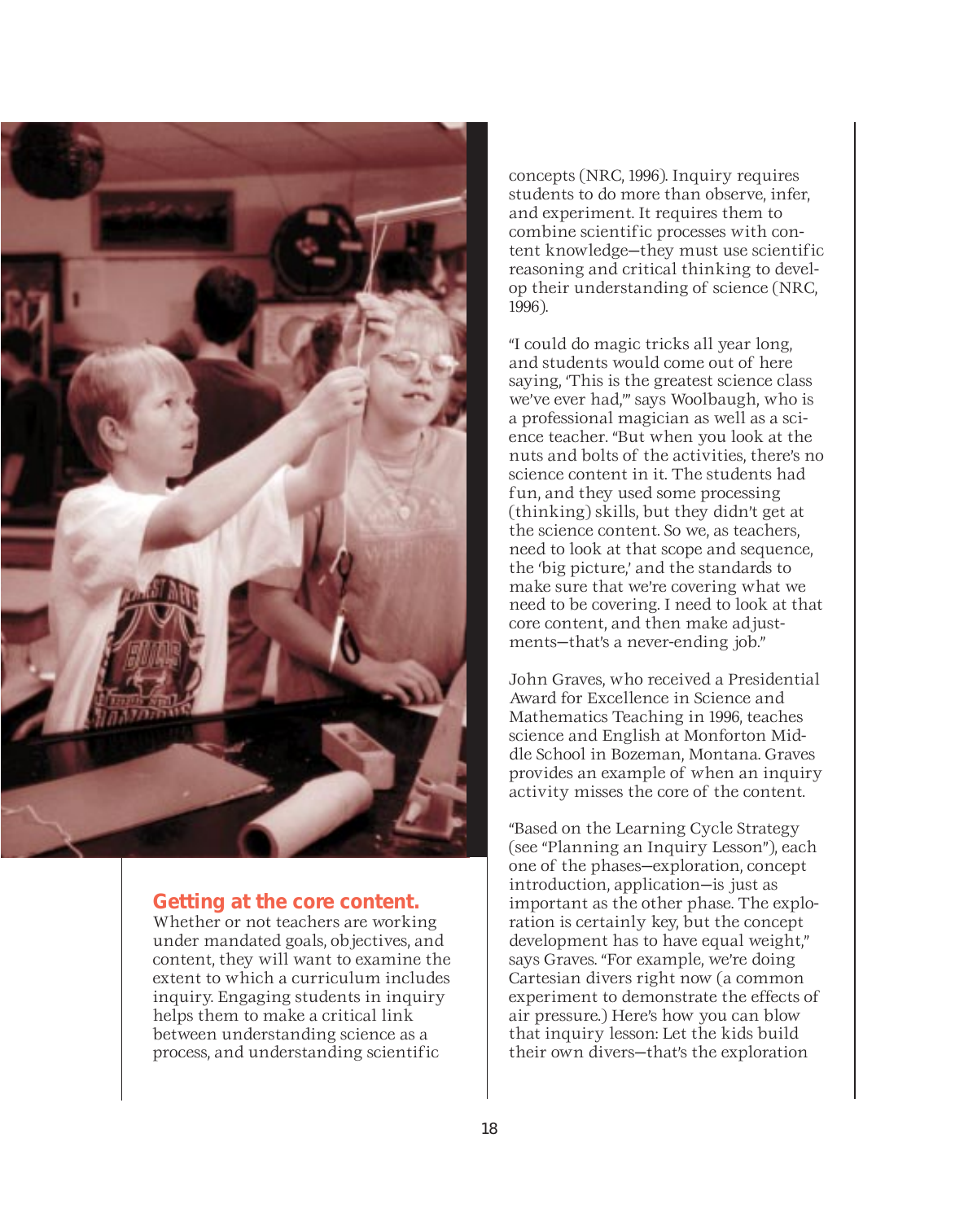**Getting at the core content.** Whether or not teachers are working under mandated goals, objectives, and content, they will want to examine the extent to which a curriculum includes inquiry. Engaging students in inquiry helps them to make a critical link between understanding science as a process, and understanding scientific concepts (NRC, 1996). Inquiry requires students to do more than observe, infer, and experiment. It requires them to combine scientific processes with content knowledge—they must use scientific reasoning and critical thinking to develop their understanding of science (NRC, 1996).

"I could do magic tricks all year long, and students would come out of here saying, 'This is the greatest science class we've ever had,'" says Woolbaugh, who is a professional magician as well as a science teacher. "But when you look at the nuts and bolts of the activities, there's no science content in it. The students had fun, and they used some processing (thinking) skills, but they didn't get at the science content. So we, as teachers, need to look at that scope and sequence, the 'big picture,' and the standards to make sure that we're covering what we need to be covering. I need to look at that core content, and then make adjustments—that's a never-ending job."

John Graves, who received a Presidential Award for Excellence in Science and Mathematics Teaching in 1996, teaches science and English at Monforton Middle School in Bozeman, Montana. Graves provides an example of when an inquiry activity misses the core of the content.

"Based on the Learning Cycle Strategy (see "Planning an Inquiry Lesson"), each one of the phases—exploration, concept introduction, application—is just as important as the other phase. The exploration is certainly key, but the concept development has to have equal weight," says Graves. "For example, we're doing Cartesian divers right now (a common experiment to demonstrate the effects of air pressure.) Here's how you can blow that inquiry lesson: Let the kids build their own divers—that's the exploration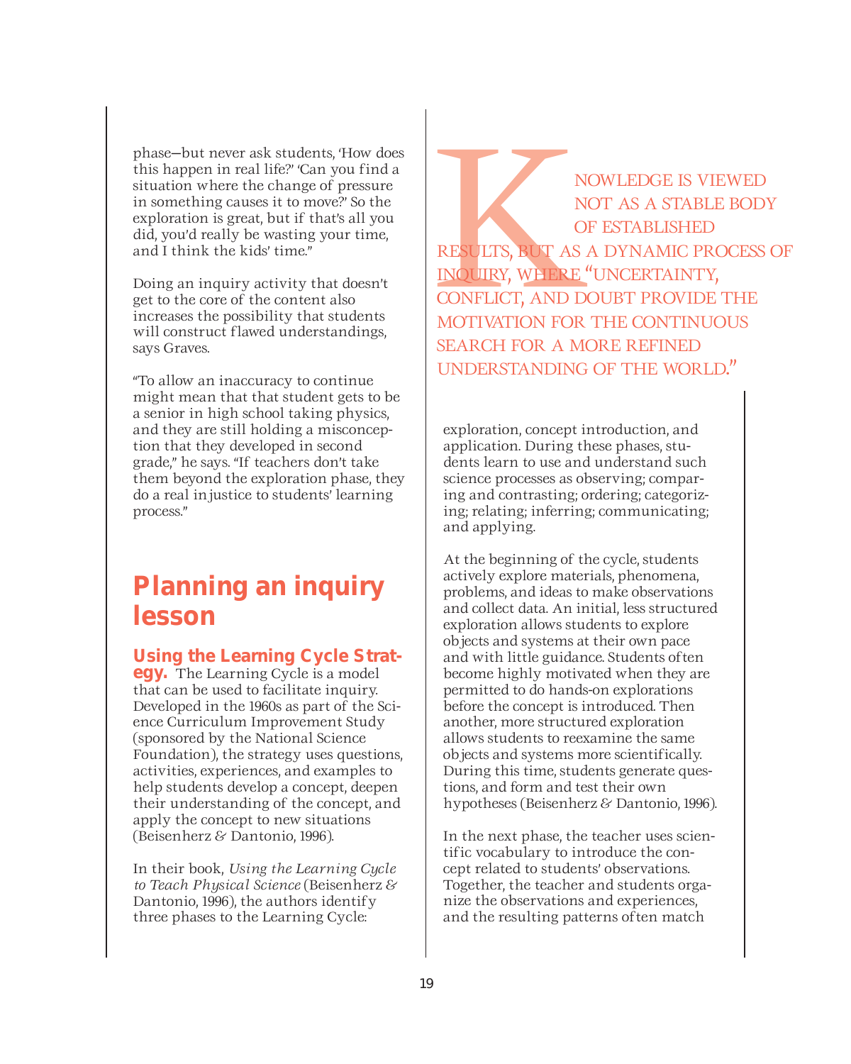phase—but never ask students, 'How does this happen in real life?' 'Can you find a situation where the change of pressure in something causes it to move?' So the exploration is great, but if that's all you did, you'd really be wasting your time, and I think the kids' time."

Doing an inquiry activity that doesn't get to the core of the content also increases the possibility that students will construct flawed understandings, says Graves.

"To allow an inaccuracy to continue might mean that that student gets to be a senior in high school taking physics, and they are still holding a misconception that they developed in second grade," he says. "If teachers don't take them beyond the exploration phase, they do a real injustice to students' learning process."

> KNOWLEDGE IS VIEWED NOT AS A STABLE BODY OF ESTABLISHED RESULTS, BUT AS A DYNAMIC PROCESS OF INQUIRY, WHERE "UNCERTAINTY, CONFLICT, AND DOUBT PROVIDE THE MOTIVATION FOR THE CONTINUOUS SEARCH FOR A MORE REFINED UNDERSTANDING OF THE WORLD."

## Planning an inquiry lesson

**Using the Learning Cycle Strategy.** The Learning Cycle is a model that can be used to facilitate inquiry. Developed in the 1960s as part of the Science Curriculum Improvement Study (sponsored by the National Science Foundation), the strategy uses questions, activities, experiences, and examples to help students develop a concept, deepen their understanding of the concept, and apply the concept to new situations (Beisenherz & Dantonio, 1996).

In their book, *Using the Learning Cycle to Teach Physical Science* (Beisenherz & Dantonio, 1996), the authors identify three phases to the Learning Cycle: exploration, concept introduction, and application. During these phases, students learn to use and understand such science processes as observing; comparing and contrasting; ordering; categorizing; relating; inferring; communicating; and applying.

At the beginning of the cycle, students actively explore materials, phenomena, problems, and ideas to make observations and collect data. An initial, less structured exploration allows students to explore objects and systems at their own pace and with little guidance. Students often become highly motivated when they are permitted to do hands-on explorations before the concept is introduced. Then another, more structured exploration allows students to reexamine the same objects and systems more scientifically. During this time, students generate questions, and form and test their own hypotheses (Beisenherz & Dantonio, 1996).

In the next phase, the teacher uses scientific vocabulary to introduce the concept related to students' observations. Together, the teacher and students organize the observations and experiences, and the resulting patterns often match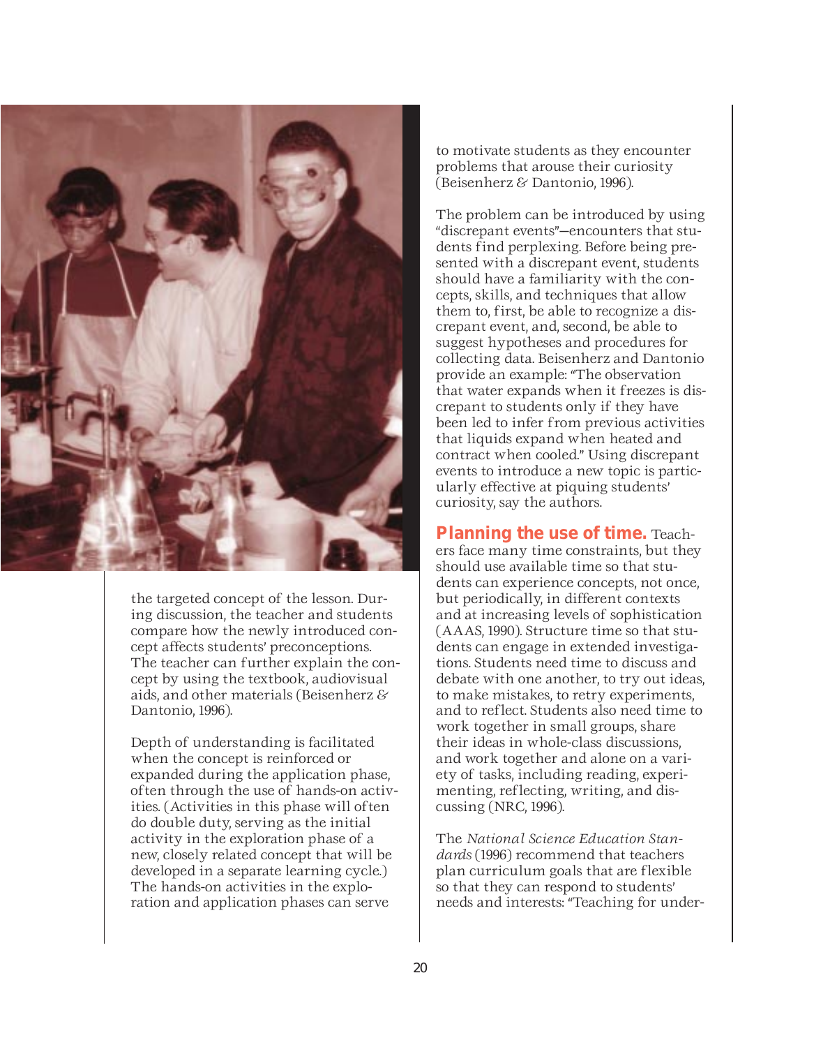the targeted concept of the lesson. During discussion, the teacher and students compare how the newly introduced concept affects students' preconceptions. The teacher can further explain the concept by using the textbook, audiovisual aids, and other materials (Beisenherz & Dantonio, 1996).

Depth of understanding is facilitated when the concept is reinforced or expanded during the application phase, often through the use of hands-on activities. (Activities in this phase will often do double duty, serving as the initial activity in the exploration phase of a new, closely related concept that will be developed in a separate learning cycle.) The hands-on activities in the exploration and application phases can serve to motivate students as they encounter problems that arouse their curiosity (Beisenherz & Dantonio, 1996).

The problem can be introduced by using "discrepant events"—encounters that students find perplexing. Before being presented with a discrepant event, students should have a familiarity with the concepts, skills, and techniques that allow them to, first, be able to recognize a discrepant event, and, second, be able to suggest hypotheses and procedures for collecting data. Beisenherz and Dantonio provide an example: "The observation that water expands when it freezes is discrepant to students only if they have been led to infer from previous activities that liquids expand when heated and contract when cooled." Using discrepant events to introduce a new topic is particularly effective at piquing students' curiosity, say the authors.

**Planning the use of time.** Teachers face many time constraints, but they should use available time so that students can experience concepts, not once, but periodically, in different contexts and at increasing levels of sophistication (AAAS, 1990). Structure time so that students can engage in extended investigations. Students need time to discuss and debate with one another, to try out ideas, to make mistakes, to retry experiments, and to reflect. Students also need time to work together in small groups, share their ideas in whole-class discussions, and work together and alone on a variety of tasks, including reading, experimenting, reflecting, writing, and discussing (NRC, 1996).

The *National Science Education Standards* (1996) recommend that teachers plan curriculum goals that are flexible so that they can respond to students' needs and interests: "Teaching for under-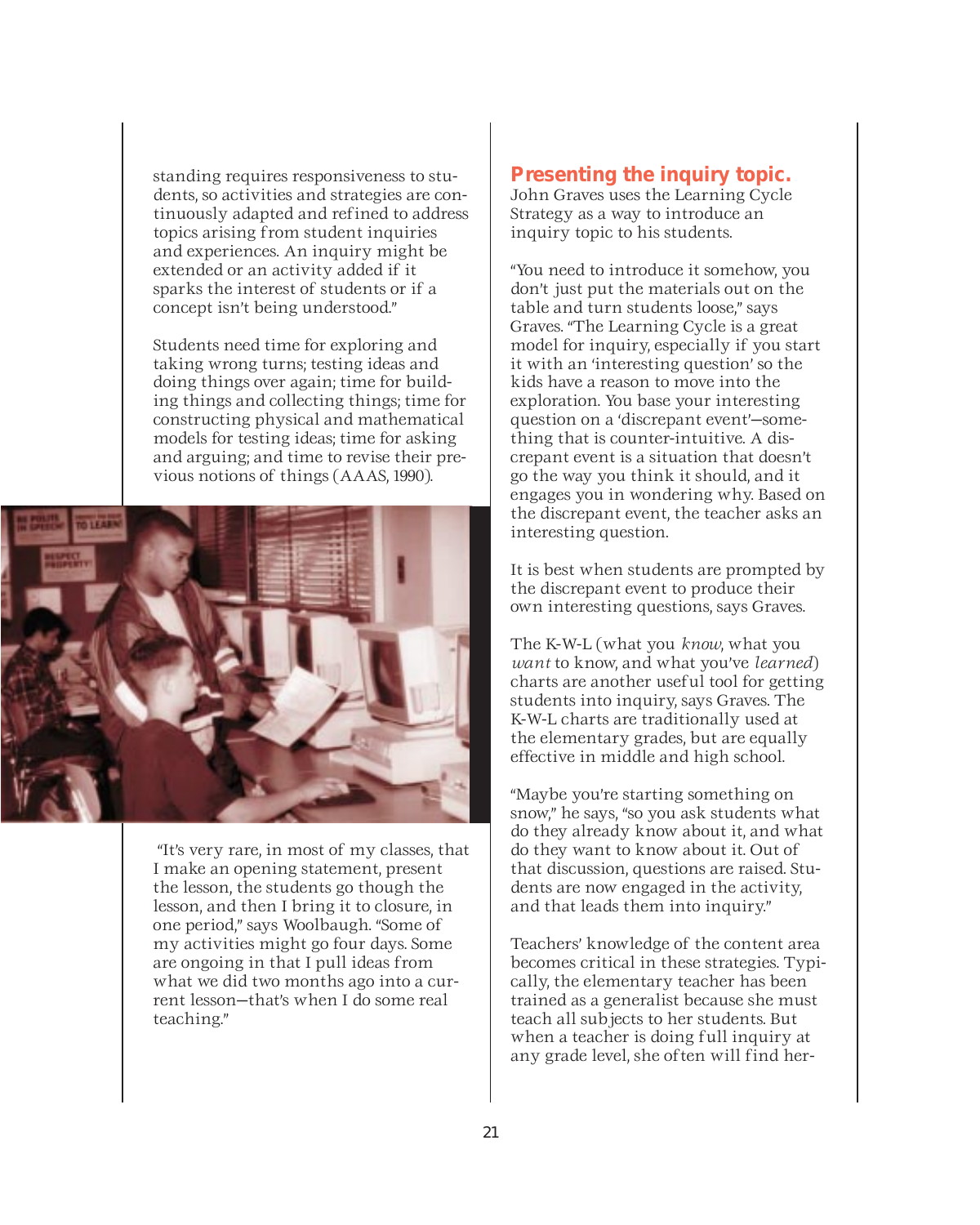standing requires responsiveness to students, so activities and strategies are continuously adapted and refined to address topics arising from student inquiries and experiences. An inquiry might be extended or an activity added if it sparks the interest of students or if a concept isn't being understood."

Students need time for exploring and taking wrong turns; testing ideas and doing things over again; time for building things and collecting things; time for constructing physical and mathematical models for testing ideas; time for asking and arguing; and time to revise their previous notions of things (AAAS, 1990).

"It's very rare, in most of my classes, that I make an opening statement, present the lesson, the students go though the lesson, and then I bring it to closure, in one period," says Woolbaugh. "Some of my activities might go four days. Some are ongoing in that I pull ideas from what we did two months ago into a current lesson—that's when I do some real teaching."

## Presenting the inquiry topic.

John Graves uses the Learning Cycle Strategy as a way to introduce an inquiry topic to his students.

"You need to introduce it somehow, you don't just put the materials out on the table and turn students loose," says Graves. "The Learning Cycle is a great model for inquiry, especially if you start it with an 'interesting question' so the kids have a reason to move into the exploration. You base your interesting question on a 'discrepant event'—something that is counter-intuitive. A discrepant event is a situation that doesn't go the way you think it should, and it engages you in wondering why. Based on the discrepant event, the teacher asks an interesting question.

It is best when students are prompted by the discrepant event to produce their own interesting questions, says Graves.

The K-W-L (what you *know*, what you *want* to know, and what you've *learned*) charts are another useful tool for getting students into inquiry, says Graves. The K-W-L charts are traditionally used at the elementary grades, but are equally effective in middle and high school.

"Maybe you're starting something on snow," he says, "so you ask students what do they already know about it, and what do they want to know about it. Out of that discussion, questions are raised. Students are now engaged in the activity, and that leads them into inquiry."

Teachers' knowledge of the content area becomes critical in these strategies. Typically, the elementary teacher has been trained as a generalist because she must teach all subjects to her students. But when a teacher is doing full inquiry at any grade level, she often will find her-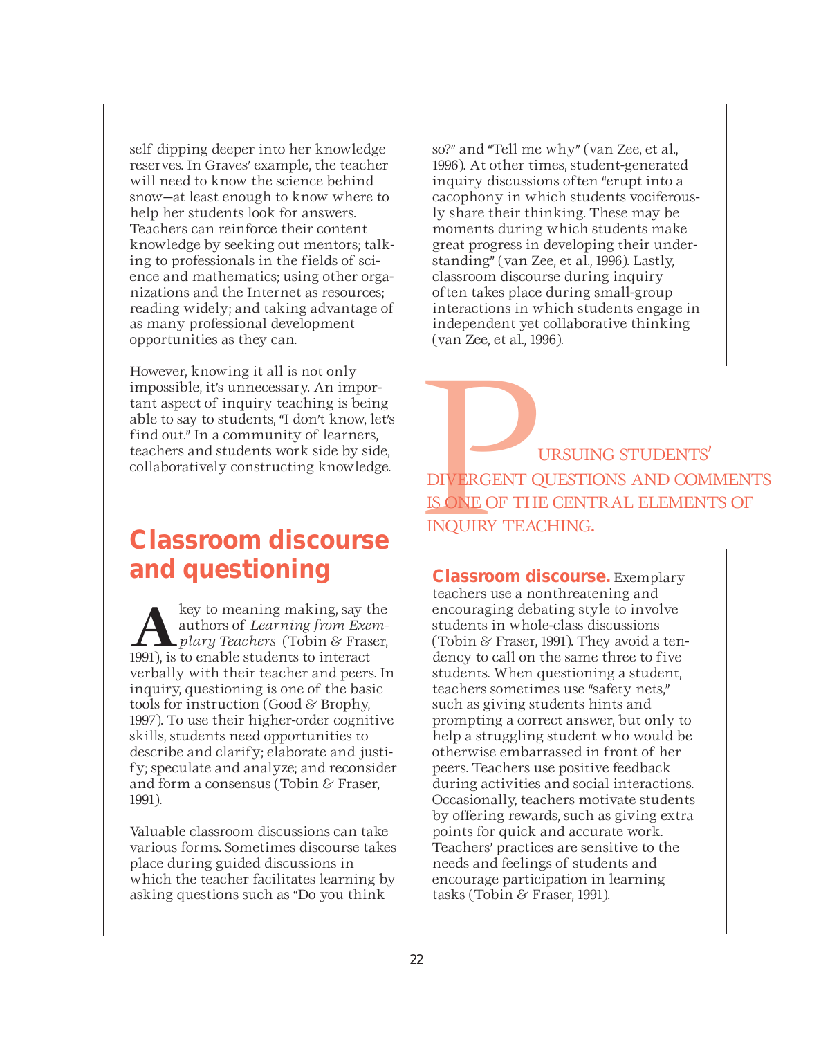self dipping deeper into her knowledge reserves. In Graves' example, the teacher will need to know the science behind snow—at least enough to know where to help her students look for answers. Teachers can reinforce their content knowledge by seeking out mentors; talking to professionals in the fields of science and mathematics; using other organizations and the Internet as resources; reading widely; and taking advantage of as many professional development opportunities as they can.

However, knowing it all is not only impossible, it's unnecessary. An important aspect of inquiry teaching is being able to say to students, "I don't know, let's find out." In a community of learners, teachers and students work side by side, collaboratively constructing knowledge.

## Classroom discourse and questioning

A key to meaning making, say the authors of *Learning from Exemplary Teachers* (Tobin & Fraser, 1991), is to enable students to interact verbally with their teacher and peers. In inquiry, questioning is one of the basic tools for instruction (Good & Brophy, 1997). To use their higher-order cognitive skills, students need opportunities to describe and clarify; elaborate and justify; speculate and analyze; and reconsider and form a consensus (Tobin & Fraser, 1991).

Valuable classroom discussions can take various forms. Sometimes discourse takes place during guided discussions in which the teacher facilitates learning by asking questions such as "Do you think so?" and "Tell me why" (van Zee, et al., 1996). At other times, student-generated inquiry discussions often "erupt into a cacophony in which students vociferously share their thinking. These may be moments during which students make great progress in developing their understanding" (van Zee, et al., 1996). Lastly, classroom discourse during inquiry often takes place during small-group interactions in which students engage in independent yet collaborative thinking (van Zee, et al., 1996).

> PURSUING STUDENTS' DIVERGENT QUESTIONS AND COMMENTS IS ONE OF THE CENTRAL ELEMENTS OF INQUIRY TEACHING.

**Classroom discourse.** Exemplary teachers use a nonthreatening and encouraging debating style to involve students in whole-class discussions (Tobin & Fraser, 1991). They avoid a tendency to call on the same three to five students. When questioning a student, teachers sometimes use "safety nets," such as giving students hints and prompting a correct answer, but only to help a struggling student who would be otherwise embarrassed in front of her peers. Teachers use positive feedback during activities and social interactions. Occasionally, teachers motivate students by offering rewards, such as giving extra points for quick and accurate work. Teachers' practices are sensitive to the needs and feelings of students and encourage participation in learning tasks (Tobin & Fraser, 1991).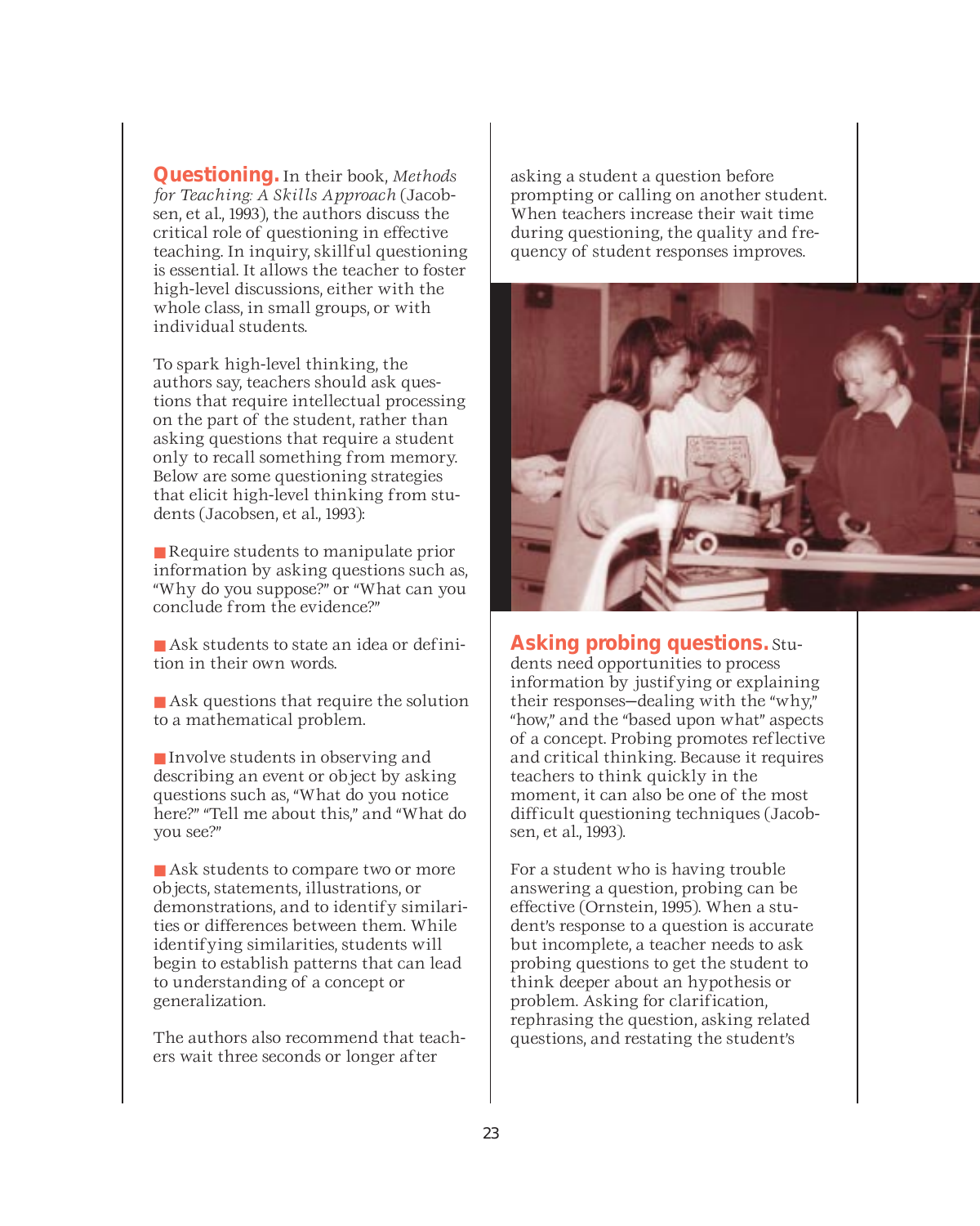**Questioning.** In their book, *Methods for Teaching: A Skills Approach* (Jacobsen, et al., 1993), the authors discuss the critical role of questioning in effective teaching. In inquiry, skillful questioning is essential. It allows the teacher to foster high-level discussions, either with the whole class, in small groups, or with individual students.

To spark high-level thinking, the authors say, teachers should ask questions that require intellectual processing on the part of the student, rather than asking questions that require a student only to recall something from memory. Below are some questioning strategies that elicit high-level thinking from students (Jacobsen, et al., 1993):

- Require students to manipulate prior information by asking questions such as, "Why do you suppose?" or "What can you conclude from the evidence?"

- Ask students to state an idea or definition in their own words.

- Ask questions that require the solution to a mathematical problem.

- Involve students in observing and describing an event or object by asking questions such as, "What do you notice here?" "Tell me about this," and "What do you see?"

- Ask students to compare two or more objects, statements, illustrations, or demonstrations, and to identify similarities or differences between them. While identifying similarities, students will begin to establish patterns that can lead to understanding of a concept or generalization.

The authors also recommend that teachers wait three seconds or longer after asking a student a question before prompting or calling on another student. When teachers increase their wait time during questioning, the quality and frequency of student responses improves.

**Asking probing questions.** Students need opportunities to process information by justifying or explaining their responses—dealing with the "why," "how," and the "based upon what" aspects of a concept. Probing promotes reflective and critical thinking. Because it requires teachers to think quickly in the moment, it can also be one of the most difficult questioning techniques (Jacobsen, et al., 1993).

For a student who is having trouble answering a question, probing can be effective (Ornstein, 1995). When a student's response to a question is accurate but incomplete, a teacher needs to ask probing questions to get the student to think deeper about an hypothesis or problem. Asking for clarification, rephrasing the question, asking related questions, and restating the student's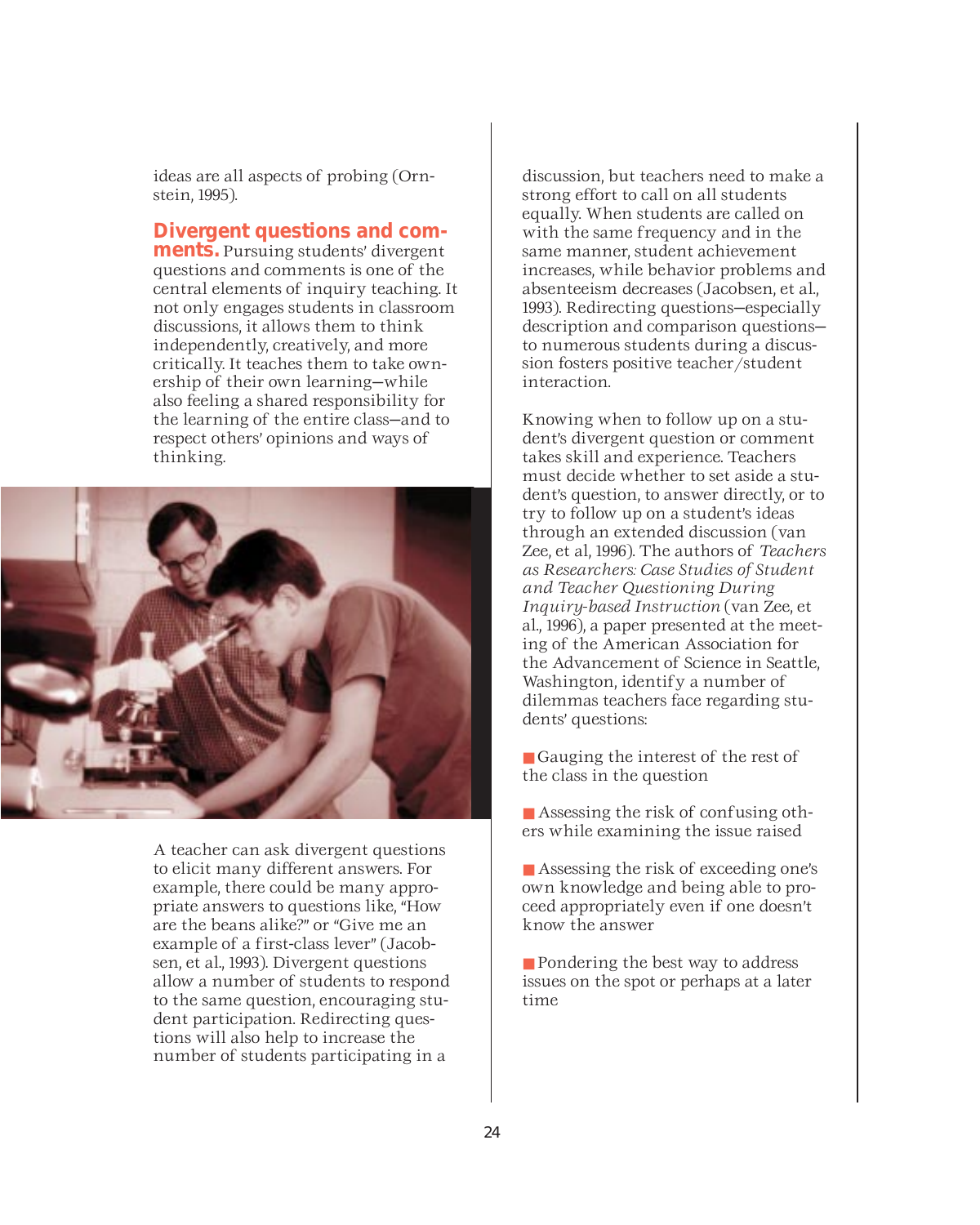ideas are all aspects of probing (Ornstein, 1995).

**Divergent questions and comments.** Pursuing students' divergent questions and comments is one of the central elements of inquiry teaching. It not only engages students in classroom discussions, it allows them to think independently, creatively, and more critically. It teaches them to take ownership of their own learning—while also feeling a shared responsibility for the learning of the entire class—and to respect others' opinions and ways of thinking.

A teacher can ask divergent questions to elicit many different answers. For example, there could be many appropriate answers to questions like, "How are the beans alike?" or "Give me an example of a first-class lever" (Jacobsen, et al., 1993). Divergent questions allow a number of students to respond to the same question, encouraging student participation. Redirecting questions will also help to increase the number of students participating in a discussion, but teachers need to make a strong effort to call on all students equally. When students are called on with the same frequency and in the same manner, student achievement increases, while behavior problems and absenteeism decreases (Jacobsen, et al., 1993). Redirecting questions—especially description and comparison questions—to numerous students during a discussion fosters positive teacher/student interaction.

Knowing when to follow up on a student's divergent question or comment takes skill and experience. Teachers must decide whether to set aside a student's question, to answer directly, or to try to follow up on a student's ideas through an extended discussion (van Zee, et al, 1996). The authors of *Teachers as Researchers: Case Studies of Student and Teacher Questioning During Inquiry-based Instruction* (van Zee, et al., 1996), a paper presented at the meeting of the American Association for the Advancement of Science in Seattle, Washington, identify a number of dilemmas teachers face regarding students' questions:

- Gauging the interest of the rest of the class in the question
- Assessing the risk of confusing others while examining the issue raised
- Assessing the risk of exceeding one's own knowledge and being able to proceed appropriately even if one doesn't know the answer
- Pondering the best way to address issues on the spot or perhaps at a later time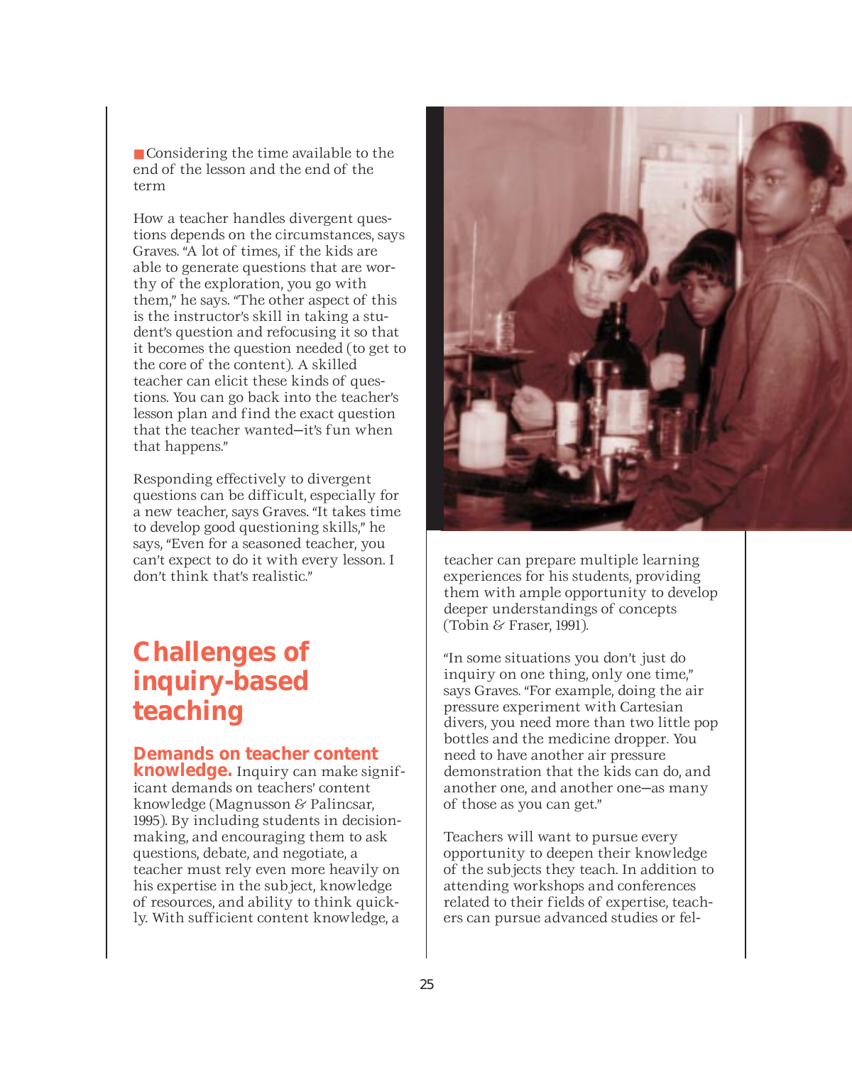- Considering the time available to the end of the lesson and the end of the term

How a teacher handles divergent questions depends on the circumstances, says Graves. "A lot of times, if the kids are able to generate questions that are worthy of the exploration, you go with them," he says. "The other aspect of this is the instructor's skill in taking a student's question and refocusing it so that it becomes the question needed (to get to the core of the content). A skilled teacher can elicit these kinds of questions. You can go back into the teacher's lesson plan and find the exact question that the teacher wanted—it's fun when that happens."

Responding effectively to divergent questions can be difficult, especially for a new teacher, says Graves. "It takes time to develop good questioning skills," he says, "Even for a seasoned teacher, you can't expect to do it with every lesson. I don't think that's realistic."

## Challenges of inquiry-based teaching

**Demands on teacher content knowledge.** Inquiry can make significant demands on teachers' content knowledge (Magnusson & Palincsar, 1995). By including students in decision-making, and encouraging them to ask questions, debate, and negotiate, a teacher must rely even more heavily on his expertise in the subject, knowledge of resources, and ability to think quickly. With sufficient content knowledge, a teacher can prepare multiple learning experiences for his students, providing them with ample opportunity to develop deeper understandings of concepts (Tobin & Fraser, 1991).

"In some situations you don't just do inquiry on one thing, only one time," says Graves. "For example, doing the air pressure experiment with Cartesian divers, you need more than two little pop bottles and the medicine dropper. You need to have another air pressure demonstration that the kids can do, and another one, and another one—as many of those as you can get."

Teachers will want to pursue every opportunity to deepen their knowledge of the subjects they teach. In addition to attending workshops and conferences related to their fields of expertise, teachers can pursue advanced studies or fel-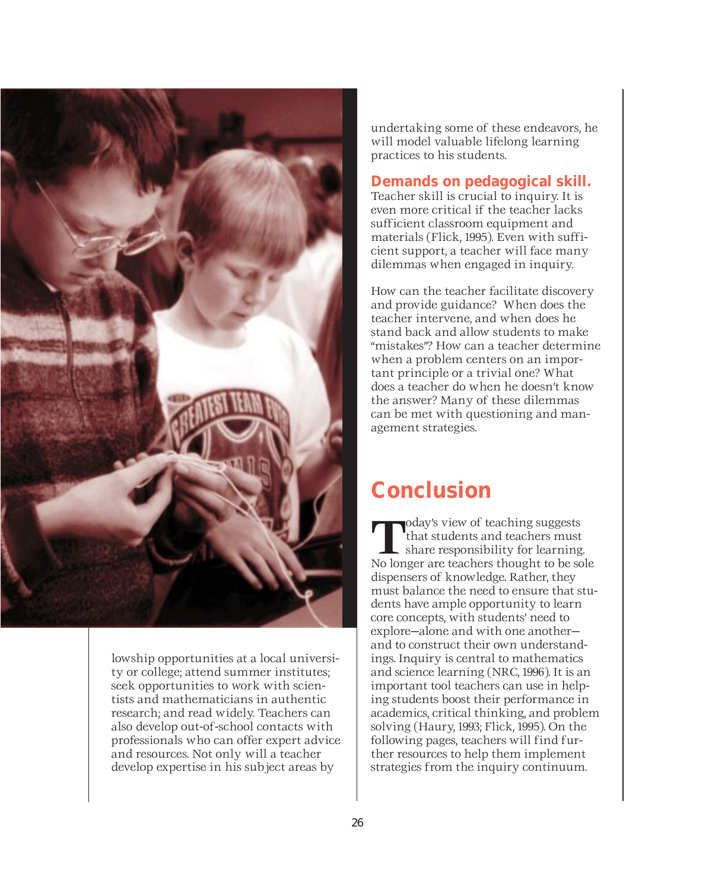lowship opportunities at a local university or college; attend summer institutes; seek opportunities to work with scientists and mathematicians in authentic research; and read widely. Teachers can also develop out-of-school contacts with professionals who can offer expert advice and resources. Not only will a teacher develop expertise in his subject areas by undertaking some of these endeavors, he will model valuable lifelong learning practices to his students.

**Demands on pedagogical skill.** Teacher skill is crucial to inquiry. It is even more critical if the teacher lacks sufficient classroom equipment and materials (Flick, 1995). Even with sufficient support, a teacher will face many dilemmas when engaged in inquiry.

How can the teacher facilitate discovery and provide guidance? When does the teacher intervene, and when does he stand back and allow students to make "mistakes"? How can a teacher determine when a problem centers on an important principle or a trivial one? What does a teacher do when he doesn't know the answer? Many of these dilemmas can be met with questioning and management strategies.

## Conclusion

Today's view of teaching suggests that students and teachers must share responsibility for learning. No longer are teachers thought to be sole dispensers of knowledge. Rather, they must balance the need to ensure that students have ample opportunity to learn core concepts, with students' need to explore—alone and with one another—and to construct their own understandings. Inquiry is central to mathematics and science learning (NRC, 1996). It is an important tool teachers can use in helping students boost their performance in academics, critical thinking, and problem solving (Haury, 1993; Flick, 1995). On the following pages, teachers will find further resources to help them implement strategies from the inquiry continuum.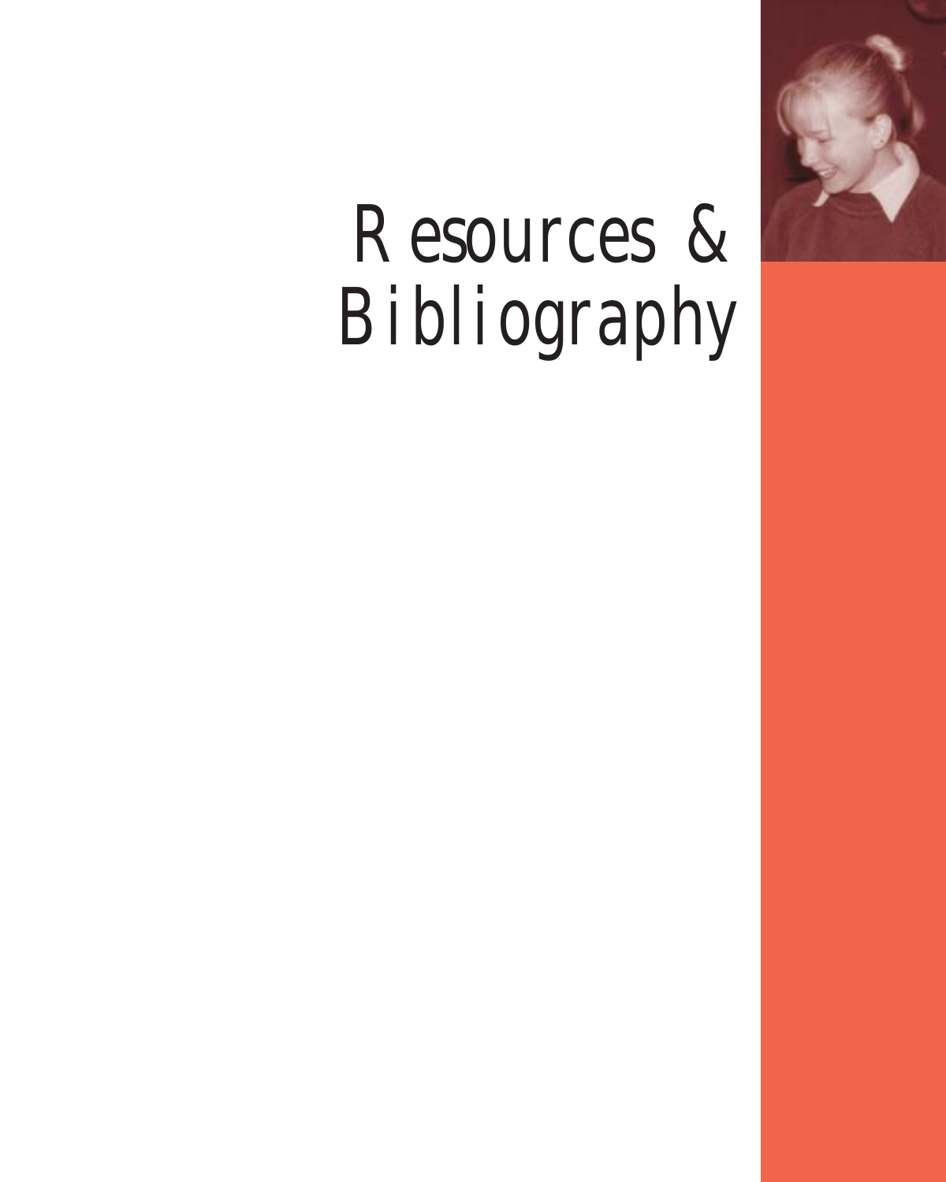# Resources & Bibliography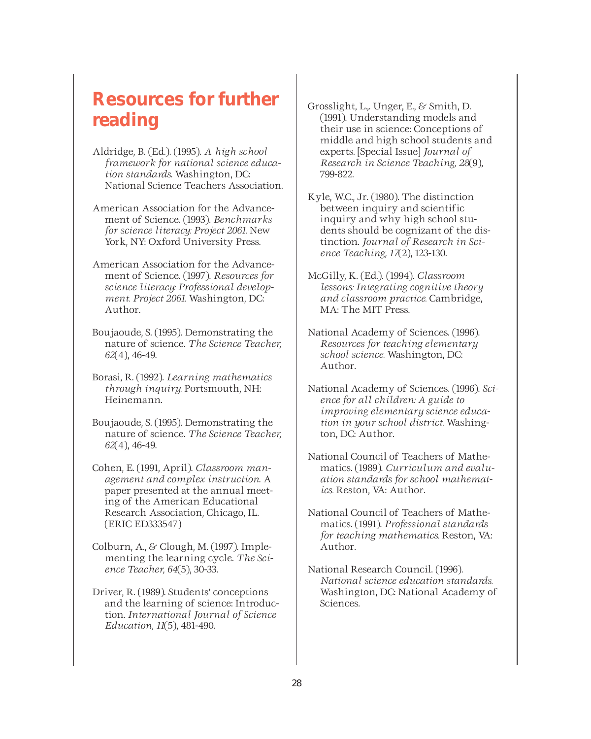## Resources for further reading

Aldridge, B. (Ed.). (1995). *A high school framework for national science education standards*. Washington, DC: National Science Teachers Association.

American Association for the Advancement of Science. (1993). *Benchmarks for science literacy: Project 2061.* New York, NY: Oxford University Press.

American Association for the Advancement of Science. (1997). *Resources for science literacy: Professional development. Project 2061.* Washington, DC: Author.

Boujaoude, S. (1995). Demonstrating the nature of science. *The Science Teacher, 62*(4), 46-49.

Borasi, R. (1992). *Learning mathematics through inquiry.* Portsmouth, NH: Heinemann.

Boujaoude, S. (1995). Demonstrating the nature of science. *The Science Teacher, 62*(4), 46-49.

Cohen, E. (1991, April). *Classroom management and complex instruction*. A paper presented at the annual meeting of the American Educational Research Association, Chicago, IL. (ERIC ED333547)

Colburn, A., & Clough, M. (1997). Implementing the learning cycle. *The Science Teacher, 64*(5), 30-33.

Driver, R. (1989). Students' conceptions and the learning of science: Introduction. *International Journal of Science Education, 11*(5), 481-490.

Grosslight, L.,. Unger, E., & Smith, D. (1991). Understanding models and their use in science: Conceptions of middle and high school students and experts. [Special Issue] *Journal of Research in Science Teaching, 28*(9), 799-822.

Kyle, W.C., Jr. (1980). The distinction between inquiry and scientific inquiry and why high school students should be cognizant of the distinction. *Journal of Research in Science Teaching, 17*(2), 123-130.

McGilly, K. (Ed.). (1994). *Classroom lessons: Integrating cognitive theory and classroom practice.* Cambridge, MA: The MIT Press.

National Academy of Sciences. (1996). *Resources for teaching elementary school science.* Washington, DC: Author.

National Academy of Sciences. (1996). *Science for all children: A guide to improving elementary science education in your school district.* Washington, DC: Author.

National Council of Teachers of Mathematics. (1989). *Curriculum and evaluation standards for school mathematics.* Reston, VA: Author.

National Council of Teachers of Mathematics. (1991). *Professional standards for teaching mathematics.* Reston, VA: Author.

National Research Council. (1996). *National science education standards.* Washington, DC: National Academy of Sciences.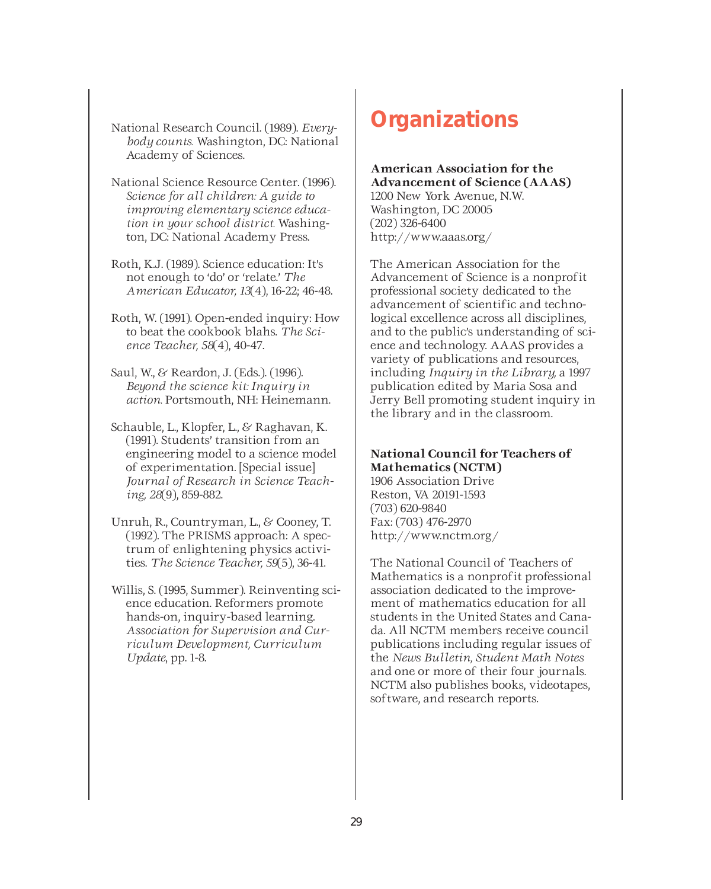National Research Council. (1989). *Everybody counts.* Washington, DC: National Academy of Sciences.

National Science Resource Center. (1996). *Science for all children: A guide to improving elementary science education in your school district.* Washington, DC: National Academy Press.

Roth, K.J. (1989). Science education: It's not enough to 'do' or 'relate.' *The American Educator, 13*(4), 16-22; 46-48.

Roth, W. (1991). Open-ended inquiry: How to beat the cookbook blahs. *The Science Teacher, 58*(4), 40-47.

Saul, W., & Reardon, J. (Eds.). (1996). *Beyond the science kit: Inquiry in action.* Portsmouth, NH: Heinemann.

Schauble, L., Klopfer, L., & Raghavan, K. (1991). Students' transition from an engineering model to a science model of experimentation. [Special issue] *Journal of Research in Science Teaching, 28*(9), 859-882.

Unruh, R., Countryman, L., & Cooney, T. (1992). The PRISMS approach: A spectrum of enlightening physics activities. *The Science Teacher, 59*(5), 36-41.

Willis, S. (1995, Summer). Reinventing science education. Reformers promote hands-on, inquiry-based learning. *Association for Supervision and Curriculum Development, Curriculum Update*, pp. 1-8.

# Organizations

**American Association for the Advancement of Science (AAAS)**
1200 New York Avenue, N.W.
Washington, DC 20005
(202) 326-6400
http://www.aaas.org/

The American Association for the Advancement of Science is a nonprofit professional society dedicated to the advancement of scientific and technological excellence across all disciplines, and to the public's understanding of science and technology. AAAS provides a variety of publications and resources, including *Inquiry in the Library,* a 1997 publication edited by Maria Sosa and Jerry Bell promoting student inquiry in the library and in the classroom.

**National Council for Teachers of Mathematics (NCTM)**
1906 Association Drive
Reston, VA 20191-1593
(703) 620-9840
Fax: (703) 476-2970
http://www.nctm.org/

The National Council of Teachers of Mathematics is a nonprofit professional association dedicated to the improvement of mathematics education for all students in the United States and Canada. All NCTM members receive council publications including regular issues of the *News Bulletin, Student Math Notes* and one or more of their four journals. NCTM also publishes books, videotapes, software, and research reports.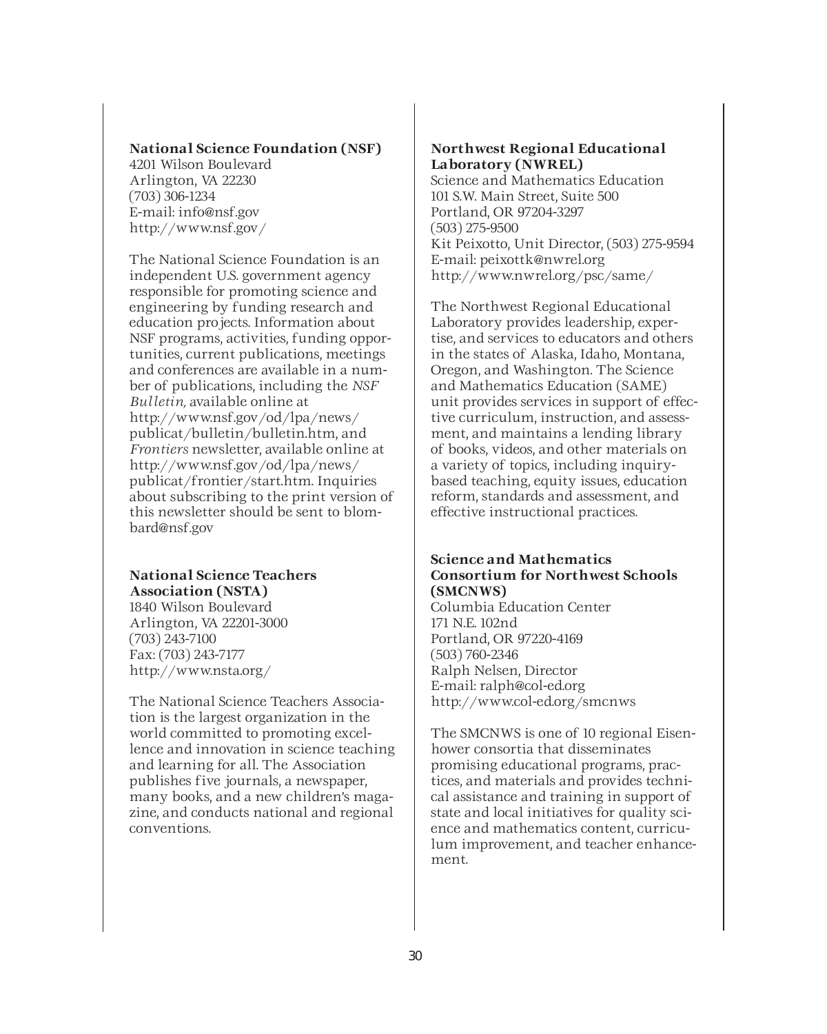**National Science Foundation (NSF)**
4201 Wilson Boulevard
Arlington, VA 22230
(703) 306-1234
E-mail: info@nsf.gov
http://www.nsf.gov/

The National Science Foundation is an independent U.S. government agency responsible for promoting science and engineering by funding research and education projects. Information about NSF programs, activities, funding opportunities, current publications, meetings and conferences are available in a number of publications, including the *NSF Bulletin,* available online at http://www.nsf.gov/od/lpa/news/publicat/bulletin/bulletin.htm, and *Frontiers* newsletter, available online at http://www.nsf.gov/od/lpa/news/publicat/frontier/start.htm. Inquiries about subscribing to the print version of this newsletter should be sent to blombard@nsf.gov

**National Science Teachers Association (NSTA)**
1840 Wilson Boulevard
Arlington, VA 22201-3000
(703) 243-7100
Fax: (703) 243-7177
http://www.nsta.org/

The National Science Teachers Association is the largest organization in the world committed to promoting excellence and innovation in science teaching and learning for all. The Association publishes five journals, a newspaper, many books, and a new children's magazine, and conducts national and regional conventions.

**Northwest Regional Educational Laboratory (NWREL)**
Science and Mathematics Education
101 S.W. Main Street, Suite 500
Portland, OR 97204-3297
(503) 275-9500
Kit Peixotto, Unit Director, (503) 275-9594
E-mail: peixottk@nwrel.org
http://www.nwrel.org/psc/same/

The Northwest Regional Educational Laboratory provides leadership, expertise, and services to educators and others in the states of Alaska, Idaho, Montana, Oregon, and Washington. The Science and Mathematics Education (SAME) unit provides services in support of effective curriculum, instruction, and assessment, and maintains a lending library of books, videos, and other materials on a variety of topics, including inquiry-based teaching, equity issues, education reform, standards and assessment, and effective instructional practices.

**Science and Mathematics Consortium for Northwest Schools (SMCNWS)**
Columbia Education Center
171 N.E. 102nd
Portland, OR 97220-4169
(503) 760-2346
Ralph Nelsen, Director
E-mail: ralph@col-ed.org
http://www.col-ed.org/smcnws

The SMCNWS is one of 10 regional Eisenhower consortia that disseminates promising educational programs, practices, and materials and provides technical assistance and training in support of state and local initiatives for quality science and mathematics content, curriculum improvement, and teacher enhancement.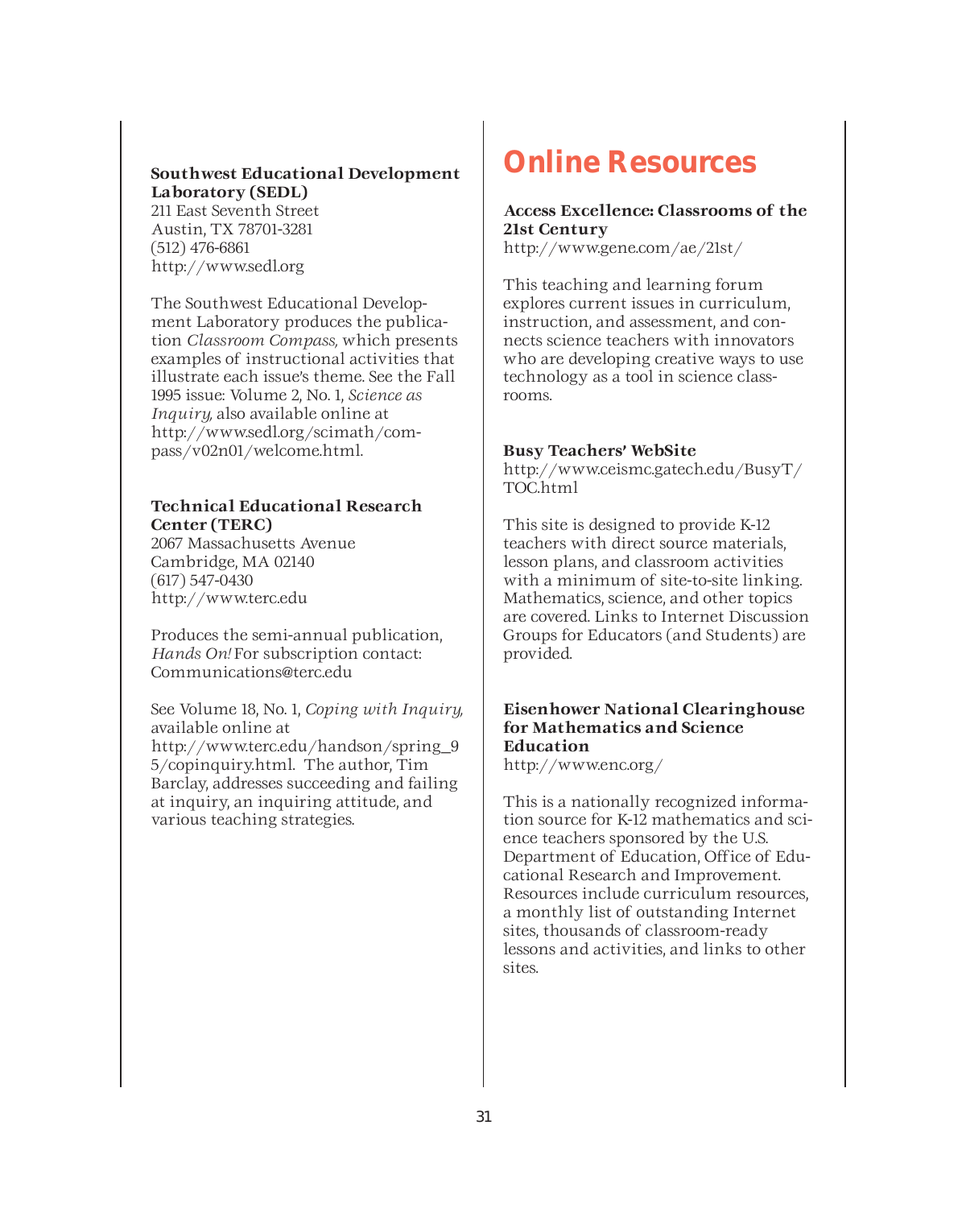**Southwest Educational Development Laboratory (SEDL)**
211 East Seventh Street
Austin, TX 78701-3281
(512) 476-6861
http://www.sedl.org

The Southwest Educational Development Laboratory produces the publication *Classroom Compass,* which presents examples of instructional activities that illustrate each issue's theme. See the Fall 1995 issue: Volume 2, No. 1, *Science as Inquiry,* also available online at http://www.sedl.org/scimath/compass/v02n01/welcome.html.

**Technical Educational Research Center (TERC)**
2067 Massachusetts Avenue
Cambridge, MA 02140
(617) 547-0430
http://www.terc.edu

Produces the semi-annual publication, *Hands On!* For subscription contact: Communications@terc.edu

See Volume 18, No. 1, *Coping with Inquiry,* available online at http://www.terc.edu/handson/spring_95/copinquiry.html. The author, Tim Barclay, addresses succeeding and failing at inquiry, an inquiring attitude, and various teaching strategies.

# Online Resources

**Access Excellence: Classrooms of the 21st Century**
http://www.gene.com/ae/21st/

This teaching and learning forum explores current issues in curriculum, instruction, and assessment, and connects science teachers with innovators who are developing creative ways to use technology as a tool in science classrooms.

**Busy Teachers' WebSite**
http://www.ceismc.gatech.edu/BusyT/TOC.html

This site is designed to provide K-12 teachers with direct source materials, lesson plans, and classroom activities with a minimum of site-to-site linking. Mathematics, science, and other topics are covered. Links to Internet Discussion Groups for Educators (and Students) are provided.

**Eisenhower National Clearinghouse for Mathematics and Science Education**
http://www.enc.org/

This is a nationally recognized information source for K-12 mathematics and science teachers sponsored by the U.S. Department of Education, Office of Educational Research and Improvement. Resources include curriculum resources, a monthly list of outstanding Internet sites, thousands of classroom-ready lessons and activities, and links to other sites.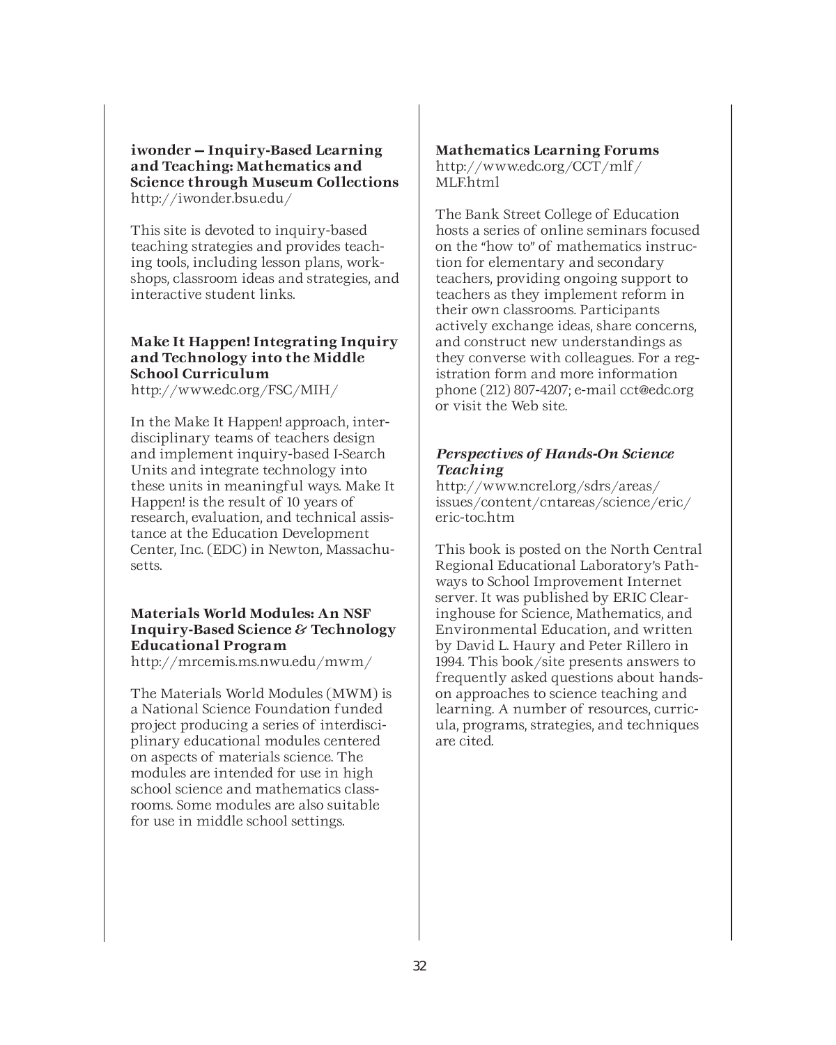**iwonder — Inquiry-Based Learning and Teaching: Mathematics and Science through Museum Collections**
http://iwonder.bsu.edu/

This site is devoted to inquiry-based teaching strategies and provides teaching tools, including lesson plans, workshops, classroom ideas and strategies, and interactive student links.

**Make It Happen! Integrating Inquiry and Technology into the Middle School Curriculum**
http://www.edc.org/FSC/MIH/

In the Make It Happen! approach, interdisciplinary teams of teachers design and implement inquiry-based I-Search Units and integrate technology into these units in meaningful ways. Make It Happen! is the result of 10 years of research, evaluation, and technical assistance at the Education Development Center, Inc. (EDC) in Newton, Massachusetts.

**Materials World Modules: An NSF Inquiry-Based Science & Technology Educational Program**
http://mrcemis.ms.nwu.edu/mwm/

The Materials World Modules (MWM) is a National Science Foundation funded project producing a series of interdisciplinary educational modules centered on aspects of materials science. The modules are intended for use in high school science and mathematics classrooms. Some modules are also suitable for use in middle school settings.

**Mathematics Learning Forums**
http://www.edc.org/CCT/mlf/MLF.html

The Bank Street College of Education hosts a series of online seminars focused on the "how to" of mathematics instruction for elementary and secondary teachers, providing ongoing support to teachers as they implement reform in their own classrooms. Participants actively exchange ideas, share concerns, and construct new understandings as they converse with colleagues. For a registration form and more information phone (212) 807-4207; e-mail cct@edc.org or visit the Web site.

***Perspectives of Hands-On Science Teaching***
http://www.ncrel.org/sdrs/areas/issues/content/cntareas/science/eric/eric-toc.htm

This book is posted on the North Central Regional Educational Laboratory's Pathways to School Improvement Internet server. It was published by ERIC Clearinghouse for Science, Mathematics, and Environmental Education, and written by David L. Haury and Peter Rillero in 1994. This book/site presents answers to frequently asked questions about hands-on approaches to science teaching and learning. A number of resources, curricula, programs, strategies, and techniques are cited.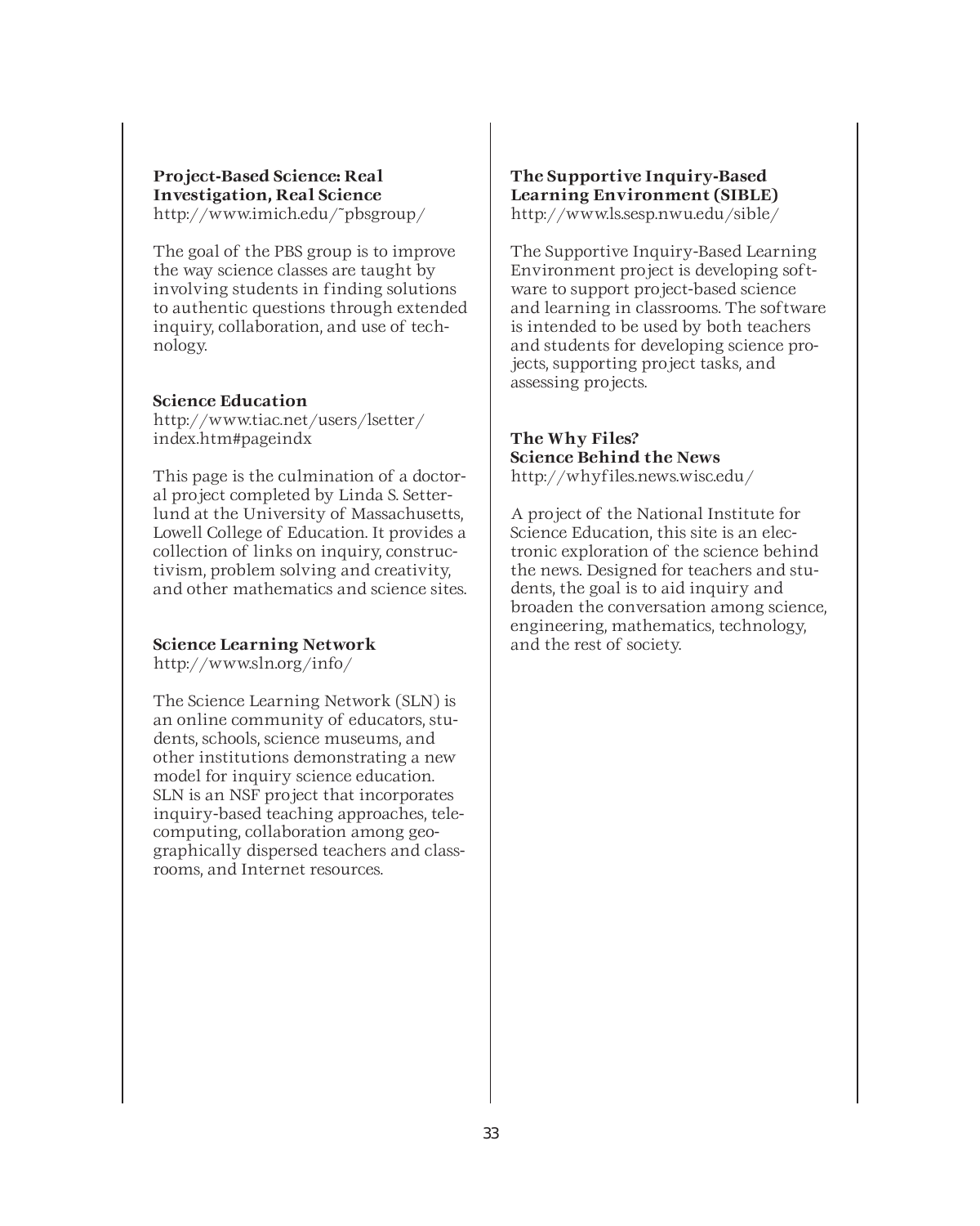**Project-Based Science: Real Investigation, Real Science**
http://www.imich.edu/~pbsgroup/

The goal of the PBS group is to improve the way science classes are taught by involving students in finding solutions to authentic questions through extended inquiry, collaboration, and use of technology.

**Science Education**
http://www.tiac.net/users/lsetter/index.htm#pageindx

This page is the culmination of a doctoral project completed by Linda S. Setterlund at the University of Massachusetts, Lowell College of Education. It provides a collection of links on inquiry, constructivism, problem solving and creativity, and other mathematics and science sites.

**Science Learning Network**
http://www.sln.org/info/

The Science Learning Network (SLN) is an online community of educators, students, schools, science museums, and other institutions demonstrating a new model for inquiry science education. SLN is an NSF project that incorporates inquiry-based teaching approaches, telecomputing, collaboration among geographically dispersed teachers and classrooms, and Internet resources.

**The Supportive Inquiry-Based Learning Environment (SIBLE)**
http://www.ls.sesp.nwu.edu/sible/

The Supportive Inquiry-Based Learning Environment project is developing software to support project-based science and learning in classrooms. The software is intended to be used by both teachers and students for developing science projects, supporting project tasks, and assessing projects.

**The Why Files? Science Behind the News**
http://whyfiles.news.wisc.edu/

A project of the National Institute for Science Education, this site is an electronic exploration of the science behind the news. Designed for teachers and students, the goal is to aid inquiry and broaden the conversation among science, engineering, mathematics, technology, and the rest of society.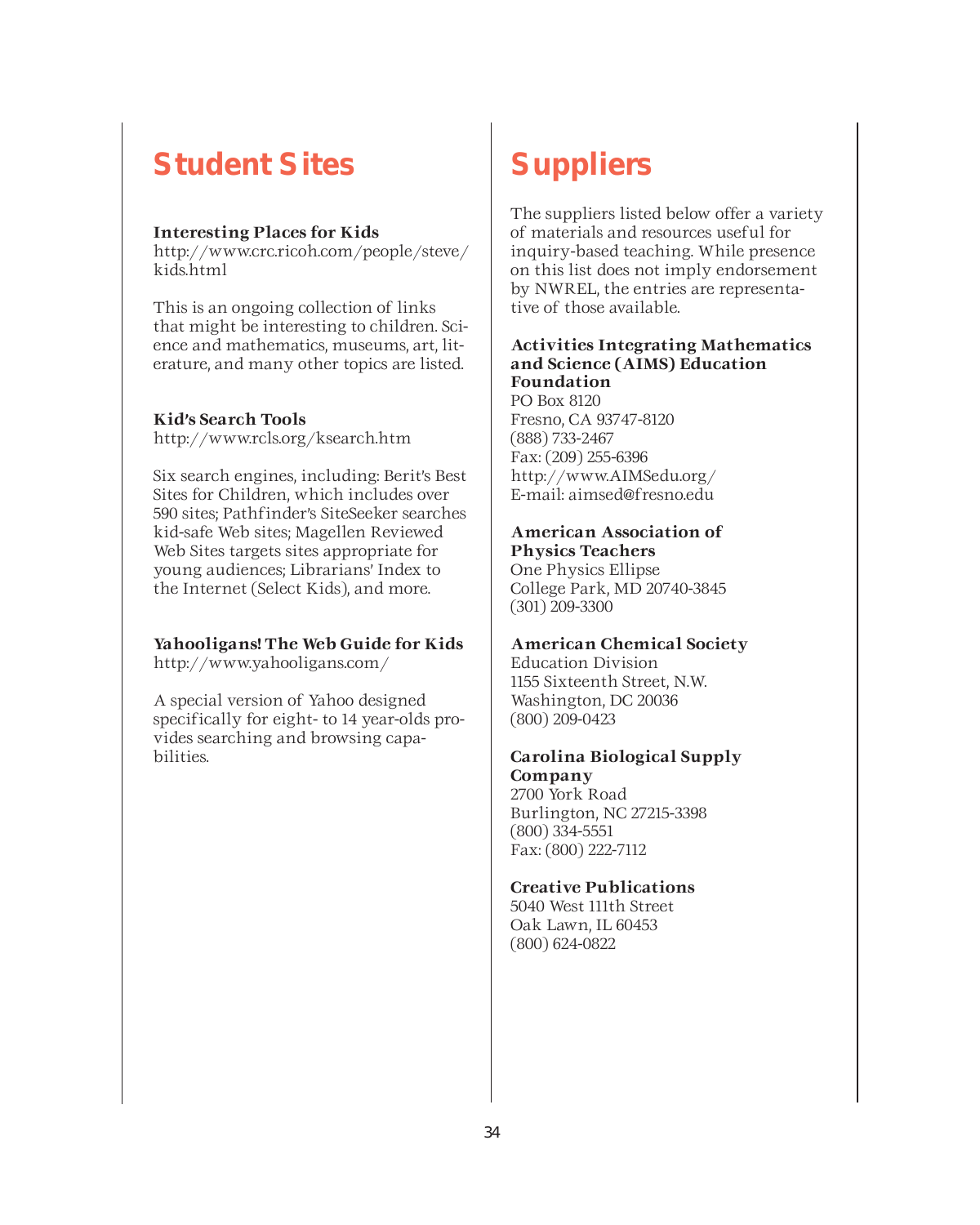## Student Sites

**Interesting Places for Kids**
http://www.crc.ricoh.com/people/steve/kids.html

This is an ongoing collection of links that might be interesting to children. Science and mathematics, museums, art, literature, and many other topics are listed.

**Kid's Search Tools**
http://www.rcls.org/ksearch.htm

Six search engines, including: Berit's Best Sites for Children, which includes over 590 sites; Pathfinder's SiteSeeker searches kid-safe Web sites; Magellen Reviewed Web Sites targets sites appropriate for young audiences; Librarians' Index to the Internet (Select Kids), and more.

**Yahooligans! The Web Guide for Kids**
http://www.yahooligans.com/

A special version of Yahoo designed specifically for eight- to 14 year-olds provides searching and browsing capabilities.

## Suppliers

The suppliers listed below offer a variety of materials and resources useful for inquiry-based teaching. While presence on this list does not imply endorsement by NWREL, the entries are representative of those available.

**Activities Integrating Mathematics and Science (AIMS) Education Foundation**
PO Box 8120
Fresno, CA 93747-8120
(888) 733-2467
Fax: (209) 255-6396
http://www.AIMSedu.org/
E-mail: aimsed@fresno.edu

**American Association of Physics Teachers**
One Physics Ellipse
College Park, MD 20740-3845
(301) 209-3300

**American Chemical Society**
Education Division
1155 Sixteenth Street, N.W.
Washington, DC 20036
(800) 209-0423

**Carolina Biological Supply Company**
2700 York Road
Burlington, NC 27215-3398
(800) 334-5551
Fax: (800) 222-7112

**Creative Publications**
5040 West 111th Street
Oak Lawn, IL 60453
(800) 624-0822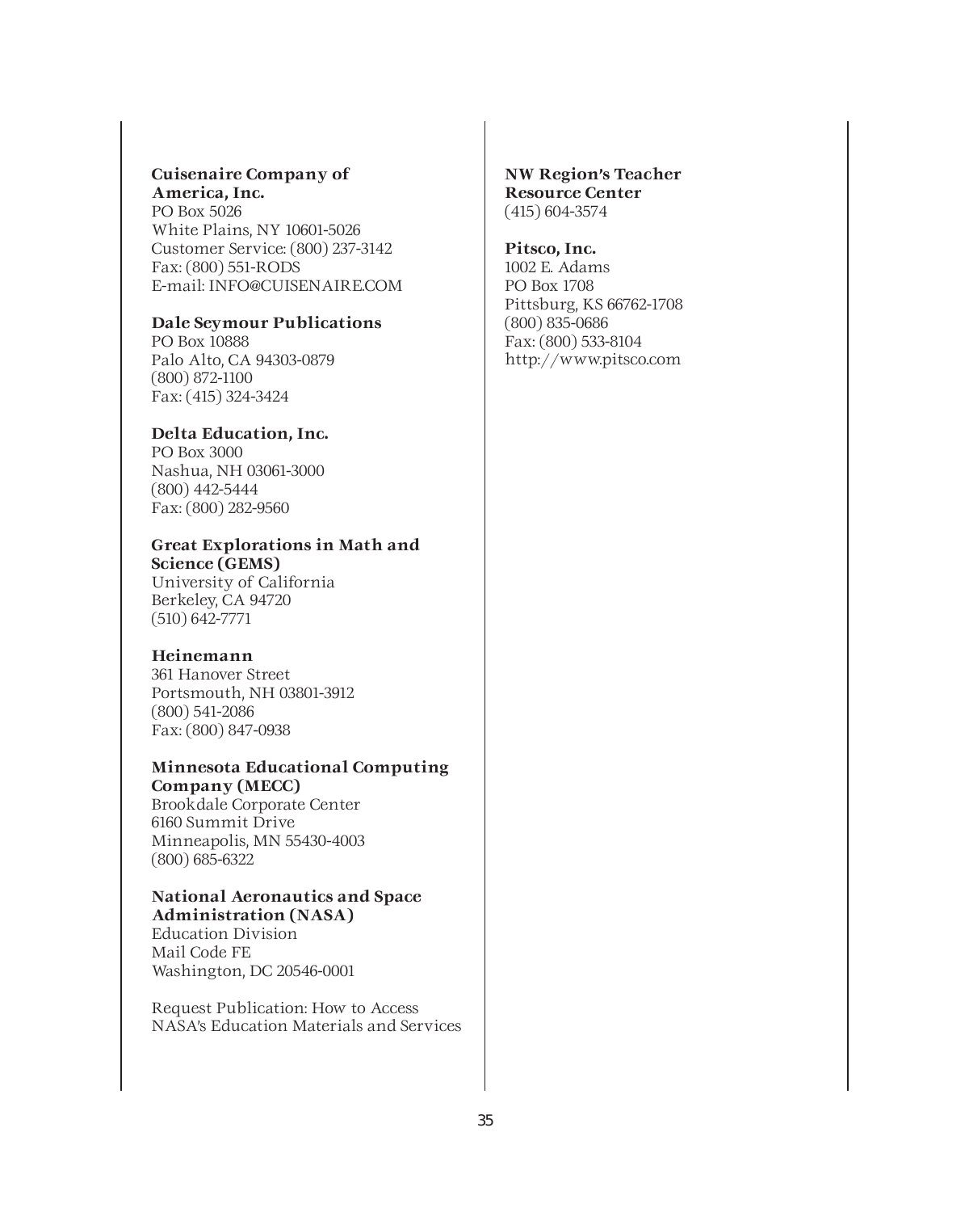**Cuisenaire Company of America, Inc.**
PO Box 5026
White Plains, NY 10601-5026
Customer Service: (800) 237-3142
Fax: (800) 551-RODS
E-mail: INFO@CUISENAIRE.COM

**Dale Seymour Publications**
PO Box 10888
Palo Alto, CA 94303-0879
(800) 872-1100
Fax: (415) 324-3424

**Delta Education, Inc.**
PO Box 3000
Nashua, NH 03061-3000
(800) 442-5444
Fax: (800) 282-9560

**Great Explorations in Math and Science (GEMS)**
University of California
Berkeley, CA 94720
(510) 642-7771

**Heinemann**
361 Hanover Street
Portsmouth, NH 03801-3912
(800) 541-2086
Fax: (800) 847-0938

**Minnesota Educational Computing Company (MECC)**
Brookdale Corporate Center
6160 Summit Drive
Minneapolis, MN 55430-4003
(800) 685-6322

**National Aeronautics and Space Administration (NASA)**
Education Division
Mail Code FE
Washington, DC 20546-0001

Request Publication: How to Access NASA's Education Materials and Services

**NW Region's Teacher Resource Center**
(415) 604-3574

**Pitsco, Inc.**
1002 E. Adams
PO Box 1708
Pittsburg, KS 66762-1708
(800) 835-0686
Fax: (800) 533-8104
http://www.pitsco.com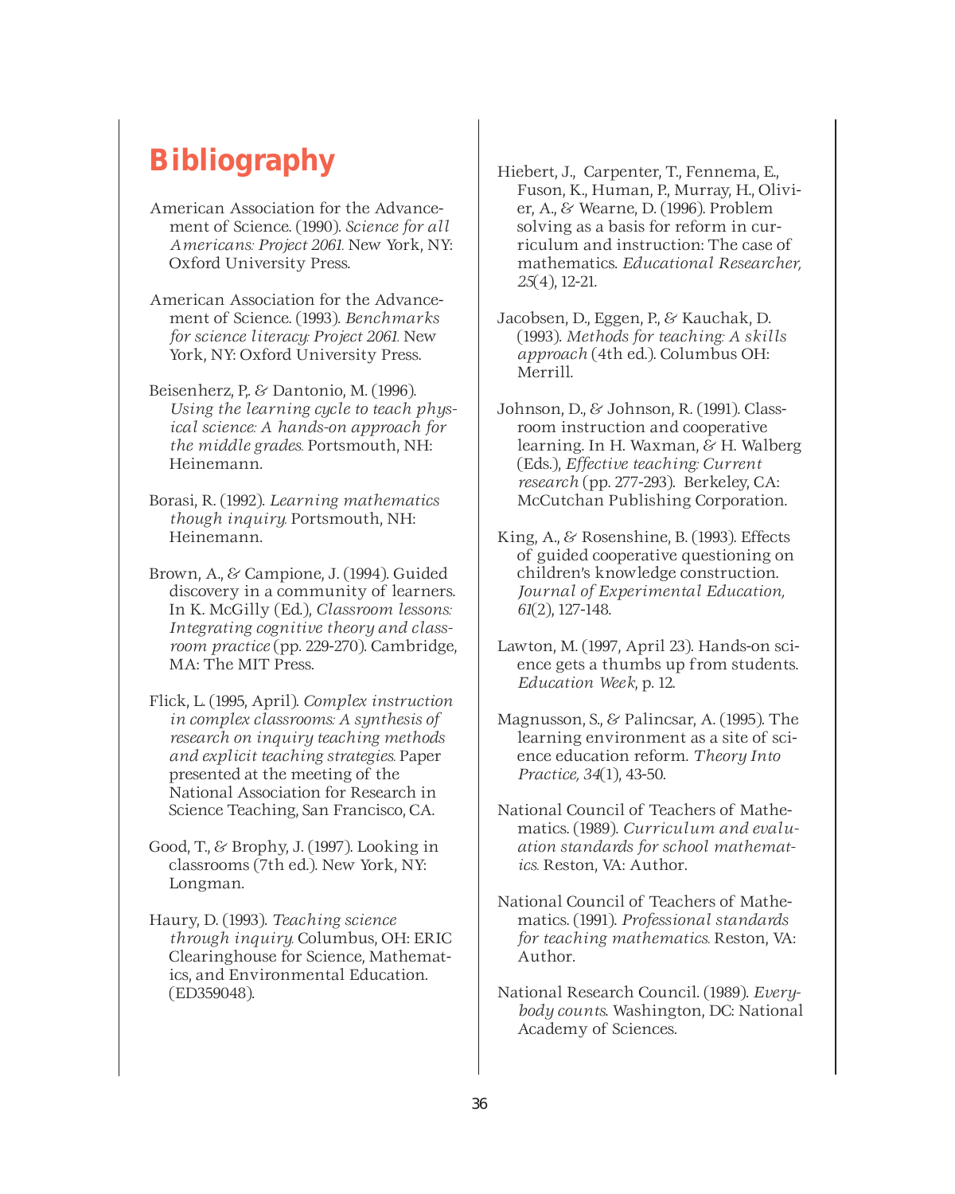# Bibliography

American Association for the Advancement of Science. (1990). *Science for all Americans: Project 2061.* New York, NY: Oxford University Press.

American Association for the Advancement of Science. (1993). *Benchmarks for science literacy: Project 2061.* New York, NY: Oxford University Press.

Beisenherz, P,. & Dantonio, M. (1996). *Using the learning cycle to teach physical science: A hands-on approach for the middle grades.* Portsmouth, NH: Heinemann.

Borasi, R. (1992). *Learning mathematics though inquiry.* Portsmouth, NH: Heinemann.

Brown, A., & Campione, J. (1994). Guided discovery in a community of learners. In K. McGilly (Ed.), *Classroom lessons: Integrating cognitive theory and classroom practice* (pp. 229-270). Cambridge, MA: The MIT Press.

Flick, L. (1995, April). *Complex instruction in complex classrooms: A synthesis of research on inquiry teaching methods and explicit teaching strategies.* Paper presented at the meeting of the National Association for Research in Science Teaching, San Francisco, CA.

Good, T., & Brophy, J. (1997). Looking in classrooms (7th ed.). New York, NY: Longman.

Haury, D. (1993). *Teaching science through inquiry.* Columbus, OH: ERIC Clearinghouse for Science, Mathematics, and Environmental Education. (ED359048).

Hiebert, J., Carpenter, T., Fennema, E., Fuson, K., Human, P., Murray, H., Olivier, A., & Wearne, D. (1996). Problem solving as a basis for reform in curriculum and instruction: The case of mathematics. *Educational Researcher, 25*(4), 12-21.

Jacobsen, D., Eggen, P., & Kauchak, D. (1993). *Methods for teaching: A skills approach* (4th ed.). Columbus OH: Merrill.

Johnson, D., & Johnson, R. (1991). Classroom instruction and cooperative learning. In H. Waxman, & H. Walberg (Eds.), *Effective teaching: Current research* (pp. 277-293). Berkeley, CA: McCutchan Publishing Corporation.

King, A., & Rosenshine, B. (1993). Effects of guided cooperative questioning on children's knowledge construction. *Journal of Experimental Education, 61*(2), 127-148.

Lawton, M. (1997, April 23). Hands-on science gets a thumbs up from students. *Education Week*, p. 12.

Magnusson, S., & Palincsar, A. (1995). The learning environment as a site of science education reform. *Theory Into Practice, 34*(1), 43-50.

National Council of Teachers of Mathematics. (1989). *Curriculum and evaluation standards for school mathematics.* Reston, VA: Author.

National Council of Teachers of Mathematics. (1991). *Professional standards for teaching mathematics.* Reston, VA: Author.

National Research Council. (1989). *Everybody counts.* Washington, DC: National Academy of Sciences.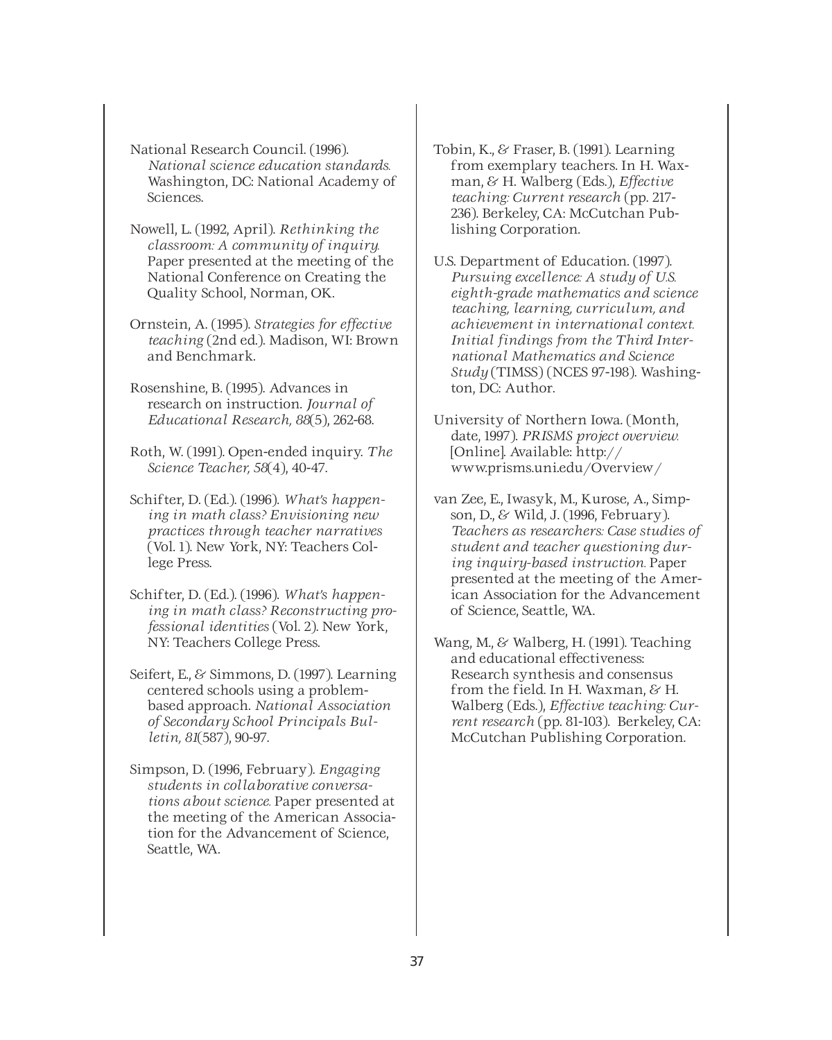National Research Council. (1996). *National science education standards.* Washington, DC: National Academy of Sciences.

Nowell, L. (1992, April). *Rethinking the classroom: A community of inquiry.* Paper presented at the meeting of the National Conference on Creating the Quality School, Norman, OK.

Ornstein, A. (1995). *Strategies for effective teaching* (2nd ed.). Madison, WI: Brown and Benchmark.

Rosenshine, B. (1995). Advances in research on instruction. *Journal of Educational Research, 88*(5), 262-68.

Roth, W. (1991). Open-ended inquiry. *The Science Teacher, 58*(4), 40-47.

Schifter, D. (Ed.). (1996). *What's happening in math class? Envisioning new practices through teacher narratives* (Vol. 1). New York, NY: Teachers College Press.

Schifter, D. (Ed.). (1996). *What's happening in math class? Reconstructing professional identities* (Vol. 2). New York, NY: Teachers College Press.

Seifert, E., & Simmons, D. (1997). Learning centered schools using a problem-based approach. *National Association of Secondary School Principals Bulletin, 81*(587), 90-97.

Simpson, D. (1996, February). *Engaging students in collaborative conversations about science.* Paper presented at the meeting of the American Association for the Advancement of Science, Seattle, WA.

Tobin, K., & Fraser, B. (1991). Learning from exemplary teachers. In H. Waxman, & H. Walberg (Eds.), *Effective teaching: Current research* (pp. 217-236). Berkeley, CA: McCutchan Publishing Corporation.

U.S. Department of Education. (1997). *Pursuing excellence: A study of U.S. eighth-grade mathematics and science teaching, learning, curriculum, and achievement in international context. Initial findings from the Third International Mathematics and Science Study* (TIMSS) (NCES 97-198). Washington, DC: Author.

University of Northern Iowa. (Month, date, 1997). *PRISMS project overview.* [Online]. Available: http://www.prisms.uni.edu/Overview/

van Zee, E., Iwasyk, M., Kurose, A., Simpson, D., & Wild, J. (1996, February). *Teachers as researchers: Case studies of student and teacher questioning during inquiry-based instruction.* Paper presented at the meeting of the American Association for the Advancement of Science, Seattle, WA.

Wang, M., & Walberg, H. (1991). Teaching and educational effectiveness: Research synthesis and consensus from the field. In H. Waxman, & H. Walberg (Eds.), *Effective teaching: Current research* (pp. 81-103). Berkeley, CA: McCutchan Publishing Corporation.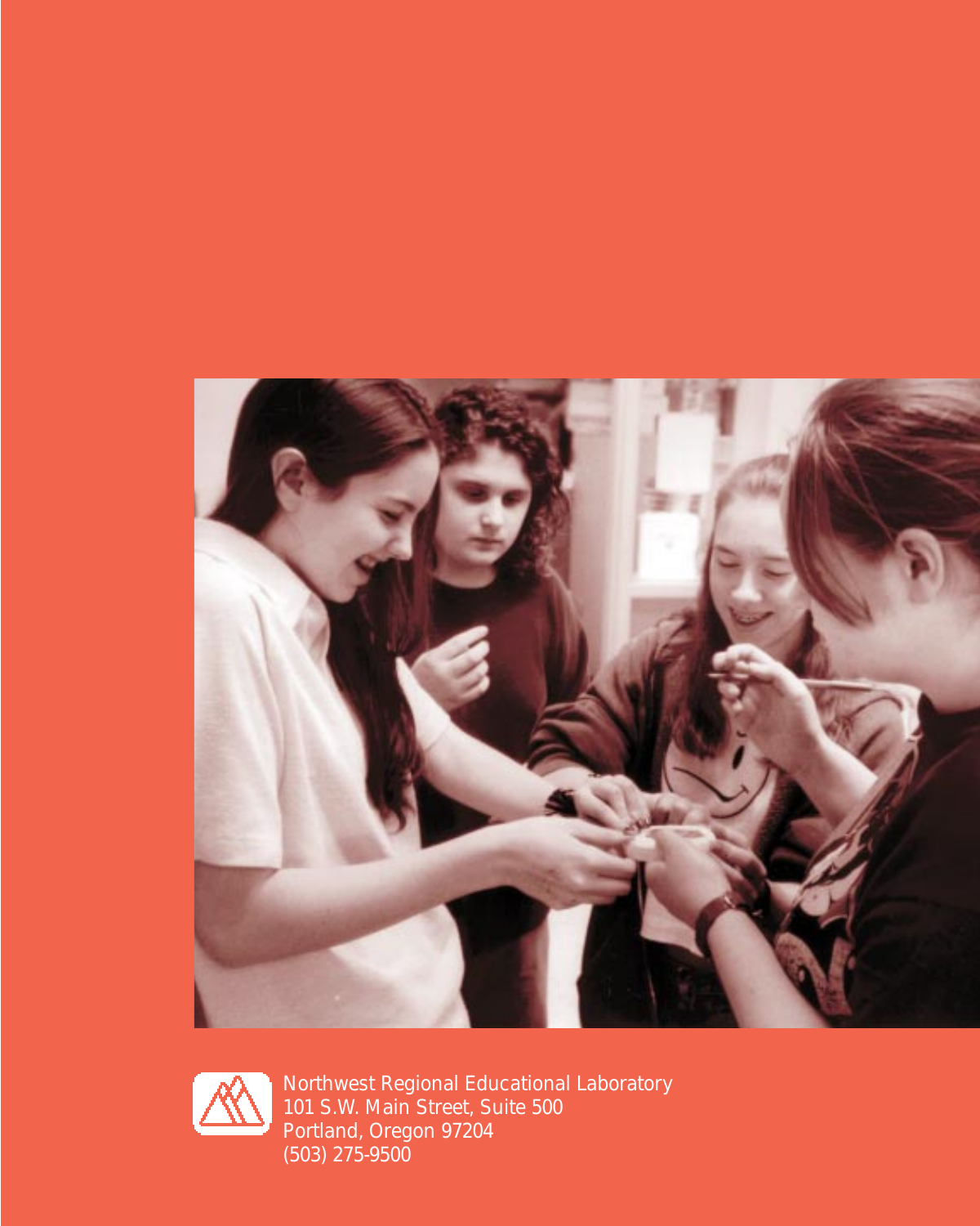Northwest Regional Educational Laboratory
101 S.W. Main Street, Suite 500
Portland, Oregon 97204
(503) 275-9500